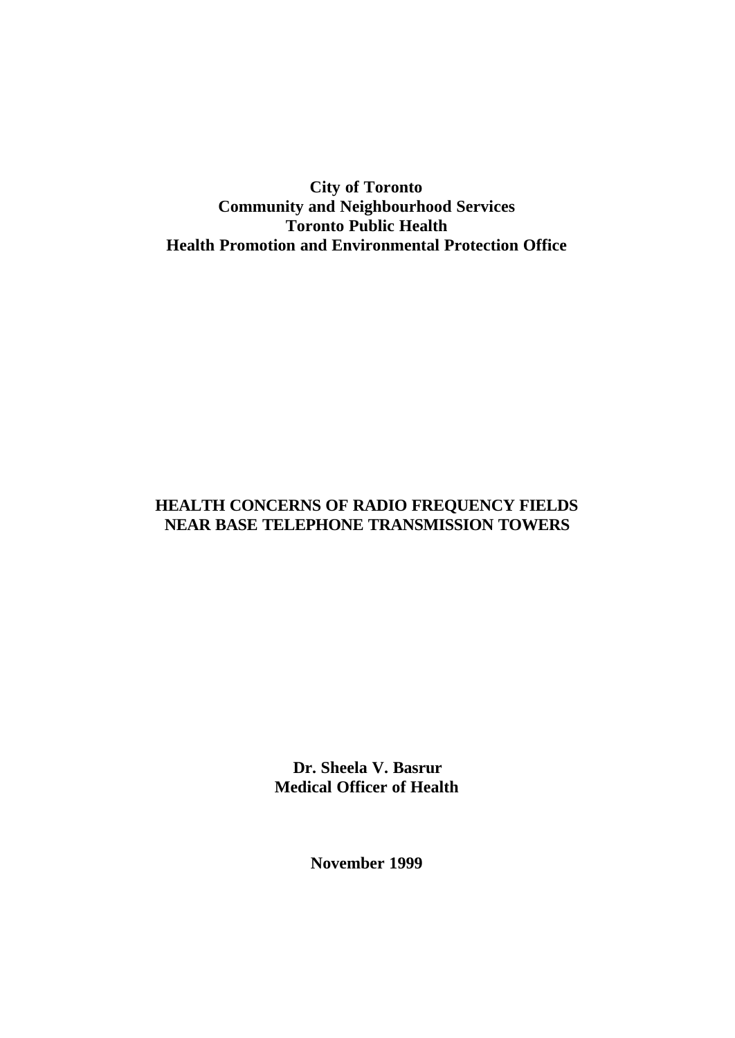**City of Toronto**
**Community and Neighbourhood Services**
**Toronto Public Health**
**Health Promotion and Environmental Protection Office**

# HEALTH CONCERNS OF RADIO FREQUENCY FIELDS NEAR BASE TELEPHONE TRANSMISSION TOWERS

**Dr. Sheela V. Basrur**
**Medical Officer of Health**

**November 1999**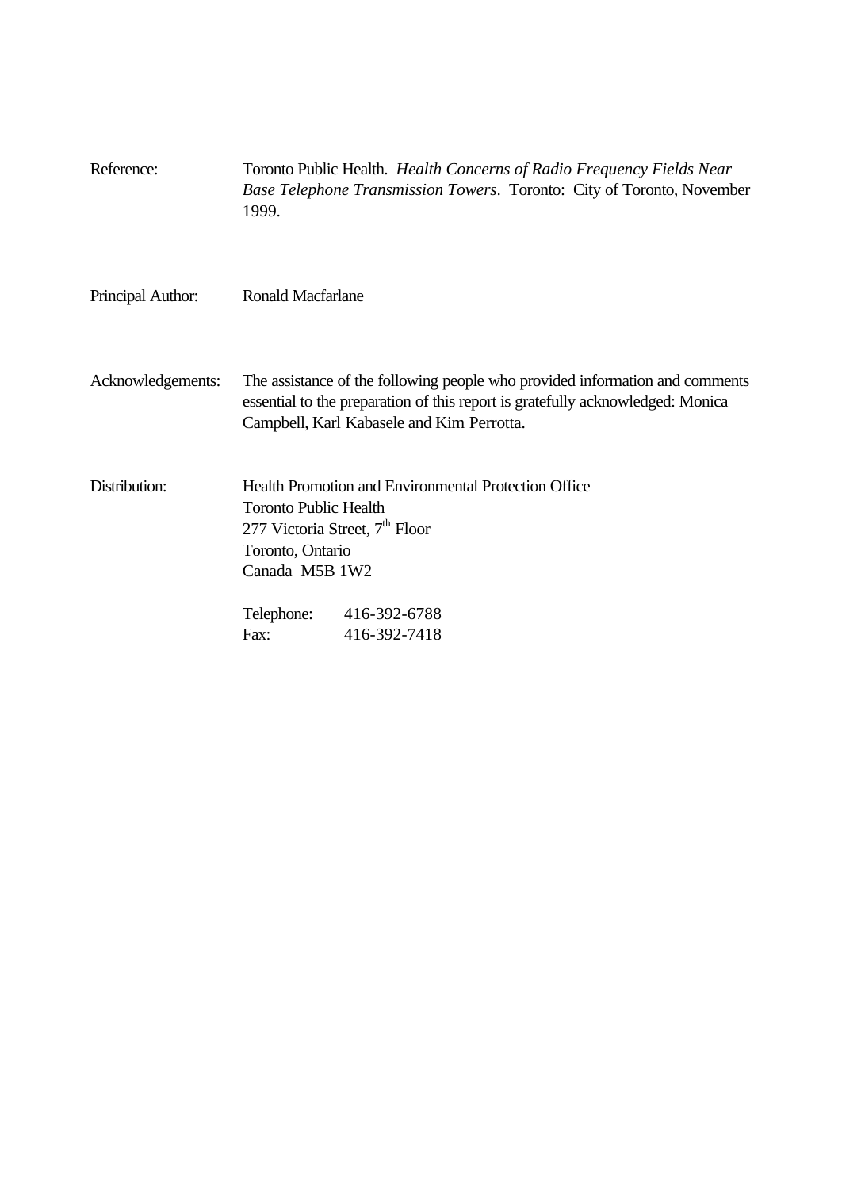Reference: Toronto Public Health. *Health Concerns of Radio Frequency Fields Near Base Telephone Transmission Towers*. Toronto: City of Toronto, November 1999.

Principal Author: Ronald Macfarlane

Acknowledgements: The assistance of the following people who provided information and comments essential to the preparation of this report is gratefully acknowledged: Monica Campbell, Karl Kabasele and Kim Perrotta.

Distribution: Health Promotion and Environmental Protection Office
Toronto Public Health
277 Victoria Street, 7th Floor
Toronto, Ontario
Canada M5B 1W2

Telephone: 416-392-6788
Fax: 416-392-7418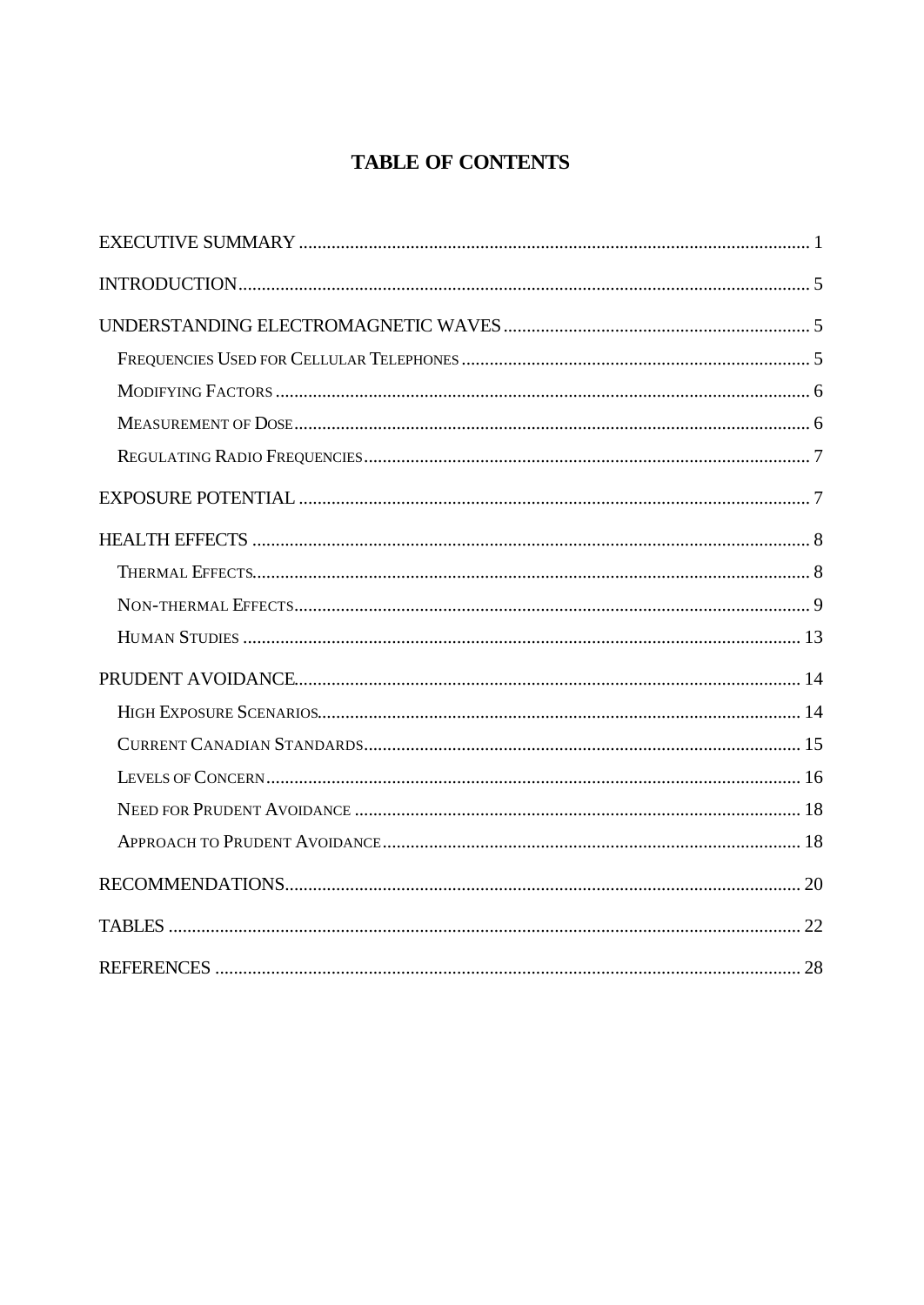# TABLE OF CONTENTS

EXECUTIVE SUMMARY ............................................................ 1

INTRODUCTION ............................................................ 5

UNDERSTANDING ELECTROMAGNETIC WAVES ............................................................ 5

- Frequencies Used for Cellular Telephones ............................................................ 5
- Modifying Factors ............................................................ 6
- Measurement of Dose ............................................................ 6
- Regulating Radio Frequencies ............................................................ 7

EXPOSURE POTENTIAL ............................................................ 7

HEALTH EFFECTS ............................................................ 8

- Thermal Effects ............................................................ 8
- Non-thermal Effects ............................................................ 9
- Human Studies ............................................................ 13

PRUDENT AVOIDANCE ............................................................ 14

- High Exposure Scenarios ............................................................ 14
- Current Canadian Standards ............................................................ 15
- Levels of Concern ............................................................ 16
- Need for Prudent Avoidance ............................................................ 18
- Approach to Prudent Avoidance ............................................................ 18

RECOMMENDATIONS ............................................................ 20

TABLES ............................................................ 22

REFERENCES ............................................................ 28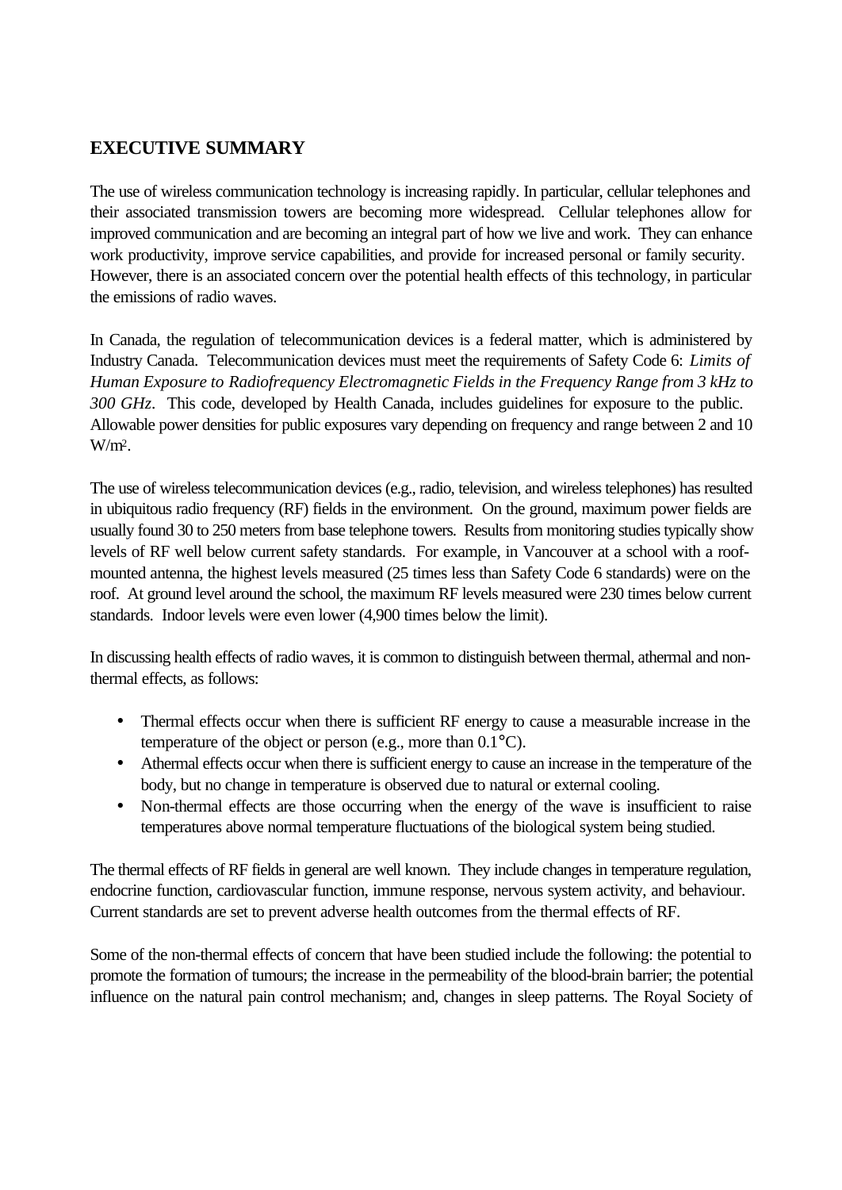## EXECUTIVE SUMMARY

The use of wireless communication technology is increasing rapidly. In particular, cellular telephones and their associated transmission towers are becoming more widespread. Cellular telephones allow for improved communication and are becoming an integral part of how we live and work. They can enhance work productivity, improve service capabilities, and provide for increased personal or family security. However, there is an associated concern over the potential health effects of this technology, in particular the emissions of radio waves.

In Canada, the regulation of telecommunication devices is a federal matter, which is administered by Industry Canada. Telecommunication devices must meet the requirements of Safety Code 6: *Limits of Human Exposure to Radiofrequency Electromagnetic Fields in the Frequency Range from 3 kHz to 300 GHz*. This code, developed by Health Canada, includes guidelines for exposure to the public. Allowable power densities for public exposures vary depending on frequency and range between 2 and 10 $W/m^2$.

The use of wireless telecommunication devices (e.g., radio, television, and wireless telephones) has resulted in ubiquitous radio frequency (RF) fields in the environment. On the ground, maximum power fields are usually found 30 to 250 meters from base telephone towers. Results from monitoring studies typically show levels of RF well below current safety standards. For example, in Vancouver at a school with a roof-mounted antenna, the highest levels measured (25 times less than Safety Code 6 standards) were on the roof. At ground level around the school, the maximum RF levels measured were 230 times below current standards. Indoor levels were even lower (4,900 times below the limit).

In discussing health effects of radio waves, it is common to distinguish between thermal, athermal and non-thermal effects, as follows:

- Thermal effects occur when there is sufficient RF energy to cause a measurable increase in the temperature of the object or person (e.g., more than 0.1°C).
- Athermal effects occur when there is sufficient energy to cause an increase in the temperature of the body, but no change in temperature is observed due to natural or external cooling.
- Non-thermal effects are those occurring when the energy of the wave is insufficient to raise temperatures above normal temperature fluctuations of the biological system being studied.

The thermal effects of RF fields in general are well known. They include changes in temperature regulation, endocrine function, cardiovascular function, immune response, nervous system activity, and behaviour. Current standards are set to prevent adverse health outcomes from the thermal effects of RF.

Some of the non-thermal effects of concern that have been studied include the following: the potential to promote the formation of tumours; the increase in the permeability of the blood-brain barrier; the potential influence on the natural pain control mechanism; and, changes in sleep patterns. The Royal Society of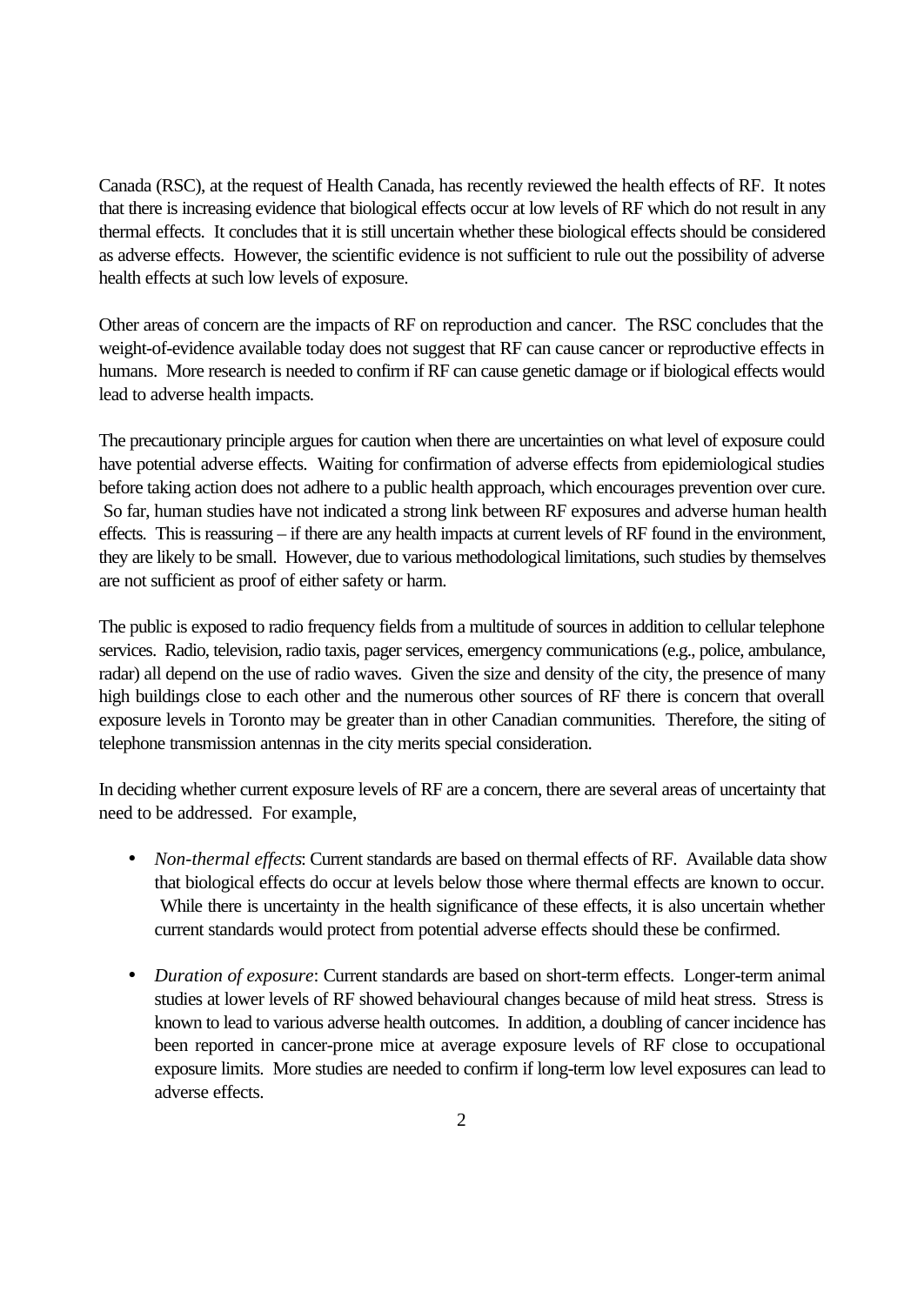Canada (RSC), at the request of Health Canada, has recently reviewed the health effects of RF. It notes that there is increasing evidence that biological effects occur at low levels of RF which do not result in any thermal effects. It concludes that it is still uncertain whether these biological effects should be considered as adverse effects. However, the scientific evidence is not sufficient to rule out the possibility of adverse health effects at such low levels of exposure.

Other areas of concern are the impacts of RF on reproduction and cancer. The RSC concludes that the weight-of-evidence available today does not suggest that RF can cause cancer or reproductive effects in humans. More research is needed to confirm if RF can cause genetic damage or if biological effects would lead to adverse health impacts.

The precautionary principle argues for caution when there are uncertainties on what level of exposure could have potential adverse effects. Waiting for confirmation of adverse effects from epidemiological studies before taking action does not adhere to a public health approach, which encourages prevention over cure. So far, human studies have not indicated a strong link between RF exposures and adverse human health effects. This is reassuring – if there are any health impacts at current levels of RF found in the environment, they are likely to be small. However, due to various methodological limitations, such studies by themselves are not sufficient as proof of either safety or harm.

The public is exposed to radio frequency fields from a multitude of sources in addition to cellular telephone services. Radio, television, radio taxis, pager services, emergency communications (e.g., police, ambulance, radar) all depend on the use of radio waves. Given the size and density of the city, the presence of many high buildings close to each other and the numerous other sources of RF there is concern that overall exposure levels in Toronto may be greater than in other Canadian communities. Therefore, the siting of telephone transmission antennas in the city merits special consideration.

In deciding whether current exposure levels of RF are a concern, there are several areas of uncertainty that need to be addressed. For example,

- *Non-thermal effects*: Current standards are based on thermal effects of RF. Available data show that biological effects do occur at levels below those where thermal effects are known to occur. While there is uncertainty in the health significance of these effects, it is also uncertain whether current standards would protect from potential adverse effects should these be confirmed.

- *Duration of exposure*: Current standards are based on short-term effects. Longer-term animal studies at lower levels of RF showed behavioural changes because of mild heat stress. Stress is known to lead to various adverse health outcomes. In addition, a doubling of cancer incidence has been reported in cancer-prone mice at average exposure levels of RF close to occupational exposure limits. More studies are needed to confirm if long-term low level exposures can lead to adverse effects.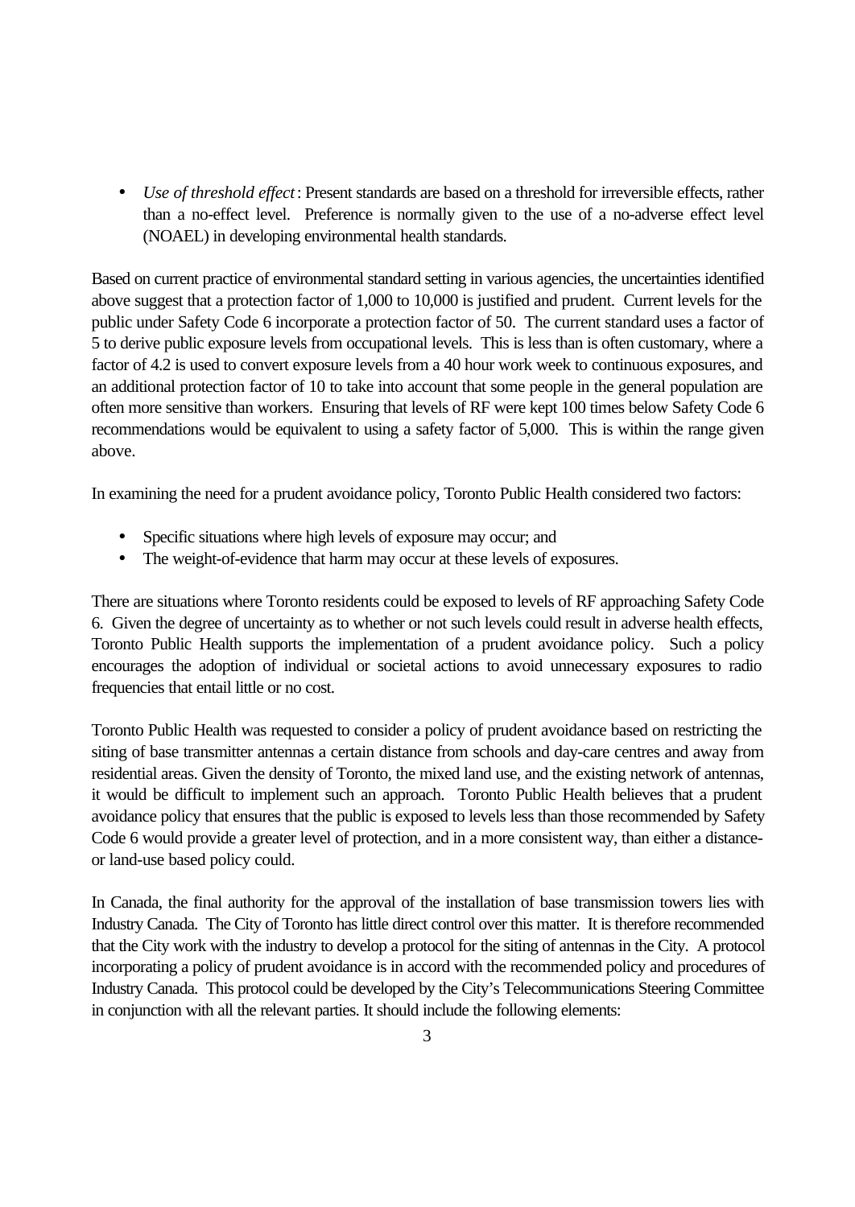- *Use of threshold effect*: Present standards are based on a threshold for irreversible effects, rather than a no-effect level. Preference is normally given to the use of a no-adverse effect level (NOAEL) in developing environmental health standards.

Based on current practice of environmental standard setting in various agencies, the uncertainties identified above suggest that a protection factor of 1,000 to 10,000 is justified and prudent. Current levels for the public under Safety Code 6 incorporate a protection factor of 50. The current standard uses a factor of 5 to derive public exposure levels from occupational levels. This is less than is often customary, where a factor of 4.2 is used to convert exposure levels from a 40 hour work week to continuous exposures, and an additional protection factor of 10 to take into account that some people in the general population are often more sensitive than workers. Ensuring that levels of RF were kept 100 times below Safety Code 6 recommendations would be equivalent to using a safety factor of 5,000. This is within the range given above.

In examining the need for a prudent avoidance policy, Toronto Public Health considered two factors:

- Specific situations where high levels of exposure may occur; and
- The weight-of-evidence that harm may occur at these levels of exposures.

There are situations where Toronto residents could be exposed to levels of RF approaching Safety Code 6. Given the degree of uncertainty as to whether or not such levels could result in adverse health effects, Toronto Public Health supports the implementation of a prudent avoidance policy. Such a policy encourages the adoption of individual or societal actions to avoid unnecessary exposures to radio frequencies that entail little or no cost.

Toronto Public Health was requested to consider a policy of prudent avoidance based on restricting the siting of base transmitter antennas a certain distance from schools and day-care centres and away from residential areas. Given the density of Toronto, the mixed land use, and the existing network of antennas, it would be difficult to implement such an approach. Toronto Public Health believes that a prudent avoidance policy that ensures that the public is exposed to levels less than those recommended by Safety Code 6 would provide a greater level of protection, and in a more consistent way, than either a distance- or land-use based policy could.

In Canada, the final authority for the approval of the installation of base transmission towers lies with Industry Canada. The City of Toronto has little direct control over this matter. It is therefore recommended that the City work with the industry to develop a protocol for the siting of antennas in the City. A protocol incorporating a policy of prudent avoidance is in accord with the recommended policy and procedures of Industry Canada. This protocol could be developed by the City's Telecommunications Steering Committee in conjunction with all the relevant parties. It should include the following elements: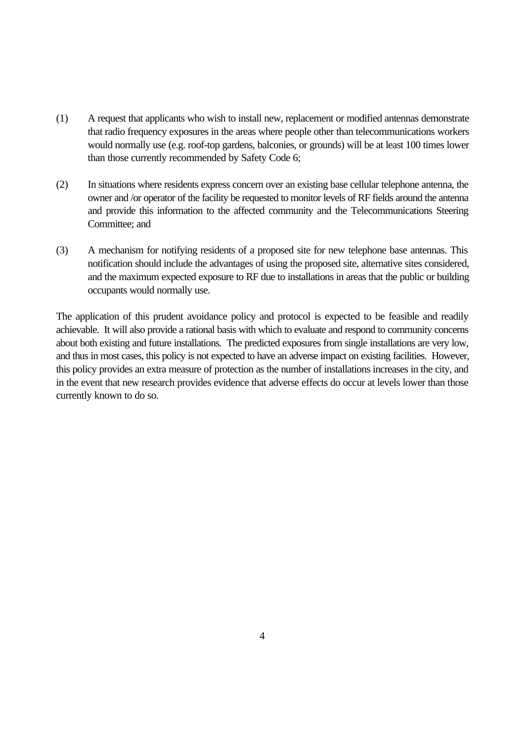(1) A request that applicants who wish to install new, replacement or modified antennas demonstrate that radio frequency exposures in the areas where people other than telecommunications workers would normally use (e.g. roof-top gardens, balconies, or grounds) will be at least 100 times lower than those currently recommended by Safety Code 6;

(2) In situations where residents express concern over an existing base cellular telephone antenna, the owner and /or operator of the facility be requested to monitor levels of RF fields around the antenna and provide this information to the affected community and the Telecommunications Steering Committee; and

(3) A mechanism for notifying residents of a proposed site for new telephone base antennas. This notification should include the advantages of using the proposed site, alternative sites considered, and the maximum expected exposure to RF due to installations in areas that the public or building occupants would normally use.

The application of this prudent avoidance policy and protocol is expected to be feasible and readily achievable. It will also provide a rational basis with which to evaluate and respond to community concerns about both existing and future installations. The predicted exposures from single installations are very low, and thus in most cases, this policy is not expected to have an adverse impact on existing facilities. However, this policy provides an extra measure of protection as the number of installations increases in the city, and in the event that new research provides evidence that adverse effects do occur at levels lower than those currently known to do so.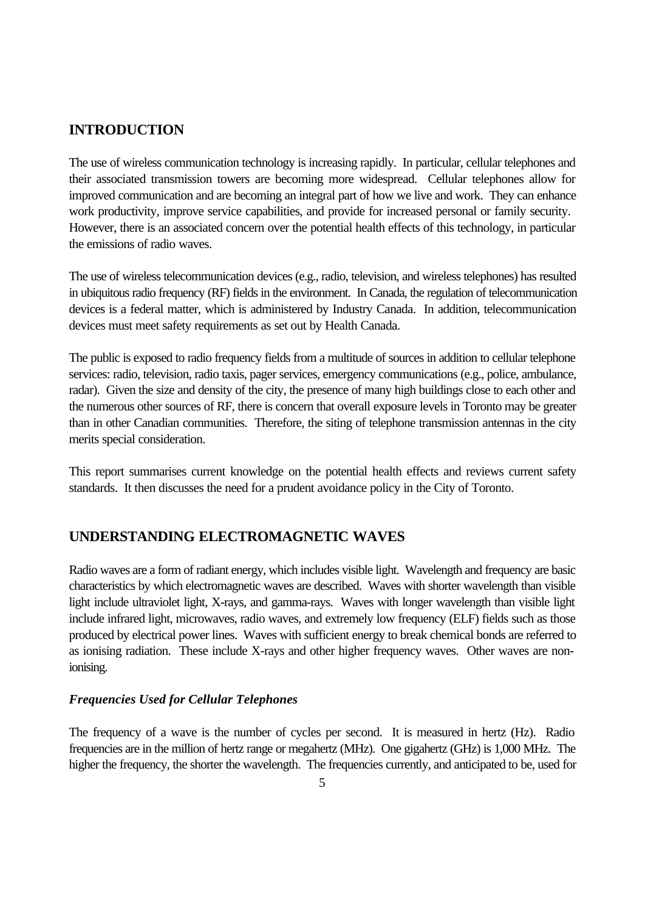## INTRODUCTION

The use of wireless communication technology is increasing rapidly. In particular, cellular telephones and their associated transmission towers are becoming more widespread. Cellular telephones allow for improved communication and are becoming an integral part of how we live and work. They can enhance work productivity, improve service capabilities, and provide for increased personal or family security. However, there is an associated concern over the potential health effects of this technology, in particular the emissions of radio waves.

The use of wireless telecommunication devices (e.g., radio, television, and wireless telephones) has resulted in ubiquitous radio frequency (RF) fields in the environment. In Canada, the regulation of telecommunication devices is a federal matter, which is administered by Industry Canada. In addition, telecommunication devices must meet safety requirements as set out by Health Canada.

The public is exposed to radio frequency fields from a multitude of sources in addition to cellular telephone services: radio, television, radio taxis, pager services, emergency communications (e.g., police, ambulance, radar). Given the size and density of the city, the presence of many high buildings close to each other and the numerous other sources of RF, there is concern that overall exposure levels in Toronto may be greater than in other Canadian communities. Therefore, the siting of telephone transmission antennas in the city merits special consideration.

This report summarises current knowledge on the potential health effects and reviews current safety standards. It then discusses the need for a prudent avoidance policy in the City of Toronto.

## UNDERSTANDING ELECTROMAGNETIC WAVES

Radio waves are a form of radiant energy, which includes visible light. Wavelength and frequency are basic characteristics by which electromagnetic waves are described. Waves with shorter wavelength than visible light include ultraviolet light, X-rays, and gamma-rays. Waves with longer wavelength than visible light include infrared light, microwaves, radio waves, and extremely low frequency (ELF) fields such as those produced by electrical power lines. Waves with sufficient energy to break chemical bonds are referred to as ionising radiation. These include X-rays and other higher frequency waves. Other waves are non-ionising.

### *Frequencies Used for Cellular Telephones*

The frequency of a wave is the number of cycles per second. It is measured in hertz (Hz). Radio frequencies are in the million of hertz range or megahertz (MHz). One gigahertz (GHz) is 1,000 MHz. The higher the frequency, the shorter the wavelength. The frequencies currently, and anticipated to be, used for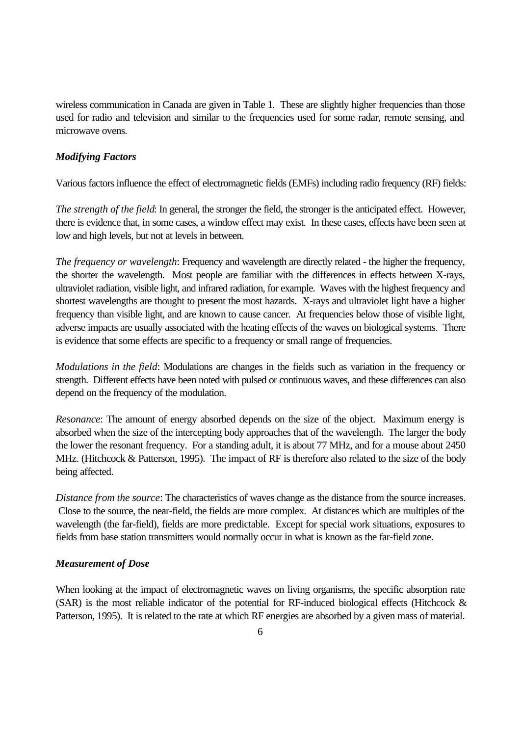wireless communication in Canada are given in Table 1. These are slightly higher frequencies than those used for radio and television and similar to the frequencies used for some radar, remote sensing, and microwave ovens.

### *Modifying Factors*

Various factors influence the effect of electromagnetic fields (EMFs) including radio frequency (RF) fields:

*The strength of the field*: In general, the stronger the field, the stronger is the anticipated effect. However, there is evidence that, in some cases, a window effect may exist. In these cases, effects have been seen at low and high levels, but not at levels in between.

*The frequency or wavelength*: Frequency and wavelength are directly related - the higher the frequency, the shorter the wavelength. Most people are familiar with the differences in effects between X-rays, ultraviolet radiation, visible light, and infrared radiation, for example. Waves with the highest frequency and shortest wavelengths are thought to present the most hazards. X-rays and ultraviolet light have a higher frequency than visible light, and are known to cause cancer. At frequencies below those of visible light, adverse impacts are usually associated with the heating effects of the waves on biological systems. There is evidence that some effects are specific to a frequency or small range of frequencies.

*Modulations in the field*: Modulations are changes in the fields such as variation in the frequency or strength. Different effects have been noted with pulsed or continuous waves, and these differences can also depend on the frequency of the modulation.

*Resonance*: The amount of energy absorbed depends on the size of the object. Maximum energy is absorbed when the size of the intercepting body approaches that of the wavelength. The larger the body the lower the resonant frequency. For a standing adult, it is about 77 MHz, and for a mouse about 2450 MHz. (Hitchcock & Patterson, 1995). The impact of RF is therefore also related to the size of the body being affected.

*Distance from the source*: The characteristics of waves change as the distance from the source increases. Close to the source, the near-field, the fields are more complex. At distances which are multiples of the wavelength (the far-field), fields are more predictable. Except for special work situations, exposures to fields from base station transmitters would normally occur in what is known as the far-field zone.

### *Measurement of Dose*

When looking at the impact of electromagnetic waves on living organisms, the specific absorption rate (SAR) is the most reliable indicator of the potential for RF-induced biological effects (Hitchcock & Patterson, 1995). It is related to the rate at which RF energies are absorbed by a given mass of material.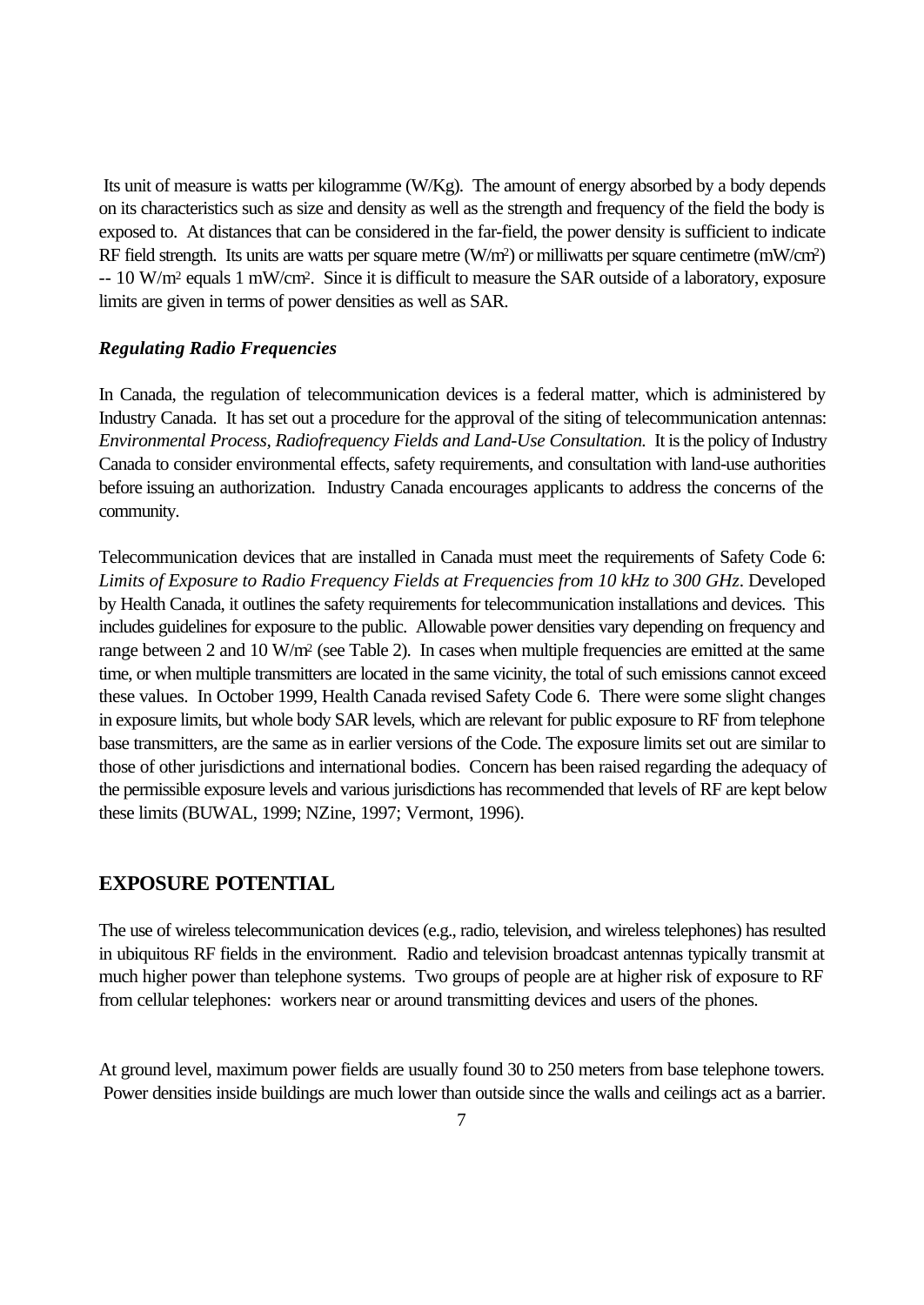Its unit of measure is watts per kilogramme (W/Kg). The amount of energy absorbed by a body depends on its characteristics such as size and density as well as the strength and frequency of the field the body is exposed to. At distances that can be considered in the far-field, the power density is sufficient to indicate RF field strength. Its units are watts per square metre ($W/m^2$) or milliwatts per square centimetre ($mW/cm^2$) -- 10 $W/m^2$ equals 1 $mW/cm^2$. Since it is difficult to measure the SAR outside of a laboratory, exposure limits are given in terms of power densities as well as SAR.

### *Regulating Radio Frequencies*

In Canada, the regulation of telecommunication devices is a federal matter, which is administered by Industry Canada. It has set out a procedure for the approval of the siting of telecommunication antennas: *Environmental Process, Radiofrequency Fields and Land-Use Consultation.* It is the policy of Industry Canada to consider environmental effects, safety requirements, and consultation with land-use authorities before issuing an authorization. Industry Canada encourages applicants to address the concerns of the community.

Telecommunication devices that are installed in Canada must meet the requirements of Safety Code 6: *Limits of Exposure to Radio Frequency Fields at Frequencies from 10 kHz to 300 GHz*. Developed by Health Canada, it outlines the safety requirements for telecommunication installations and devices. This includes guidelines for exposure to the public. Allowable power densities vary depending on frequency and range between 2 and 10 $W/m^2$ (see Table 2). In cases when multiple frequencies are emitted at the same time, or when multiple transmitters are located in the same vicinity, the total of such emissions cannot exceed these values. In October 1999, Health Canada revised Safety Code 6. There were some slight changes in exposure limits, but whole body SAR levels, which are relevant for public exposure to RF from telephone base transmitters, are the same as in earlier versions of the Code. The exposure limits set out are similar to those of other jurisdictions and international bodies. Concern has been raised regarding the adequacy of the permissible exposure levels and various jurisdictions has recommended that levels of RF are kept below these limits (BUWAL, 1999; NZine, 1997; Vermont, 1996).

## EXPOSURE POTENTIAL

The use of wireless telecommunication devices (e.g., radio, television, and wireless telephones) has resulted in ubiquitous RF fields in the environment. Radio and television broadcast antennas typically transmit at much higher power than telephone systems. Two groups of people are at higher risk of exposure to RF from cellular telephones: workers near or around transmitting devices and users of the phones.

At ground level, maximum power fields are usually found 30 to 250 meters from base telephone towers. Power densities inside buildings are much lower than outside since the walls and ceilings act as a barrier.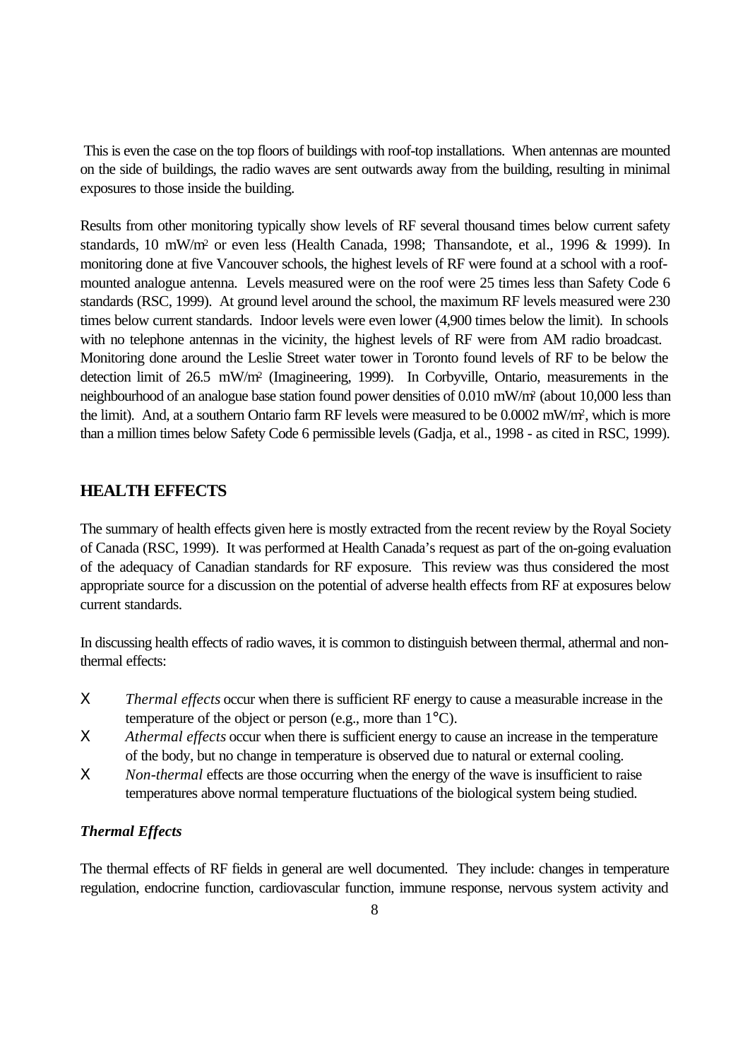This is even the case on the top floors of buildings with roof-top installations. When antennas are mounted on the side of buildings, the radio waves are sent outwards away from the building, resulting in minimal exposures to those inside the building.

Results from other monitoring typically show levels of RF several thousand times below current safety standards, 10 mW/m$^2$ or even less (Health Canada, 1998; Thansandote, et al., 1996 & 1999). In monitoring done at five Vancouver schools, the highest levels of RF were found at a school with a roof-mounted analogue antenna. Levels measured were on the roof were 25 times less than Safety Code 6 standards (RSC, 1999). At ground level around the school, the maximum RF levels measured were 230 times below current standards. Indoor levels were even lower (4,900 times below the limit). In schools with no telephone antennas in the vicinity, the highest levels of RF were from AM radio broadcast. Monitoring done around the Leslie Street water tower in Toronto found levels of RF to be below the detection limit of 26.5 mW/m$^2$ (Imagineering, 1999). In Corbyville, Ontario, measurements in the neighbourhood of an analogue base station found power densities of 0.010 mW/m$^2$ (about 10,000 less than the limit). And, at a southern Ontario farm RF levels were measured to be 0.0002 mW/m$^2$, which is more than a million times below Safety Code 6 permissible levels (Gadja, et al., 1998 - as cited in RSC, 1999).

## HEALTH EFFECTS

The summary of health effects given here is mostly extracted from the recent review by the Royal Society of Canada (RSC, 1999). It was performed at Health Canada's request as part of the on-going evaluation of the adequacy of Canadian standards for RF exposure. This review was thus considered the most appropriate source for a discussion on the potential of adverse health effects from RF at exposures below current standards.

In discussing health effects of radio waves, it is common to distinguish between thermal, athermal and non-thermal effects:

- *Thermal effects* occur when there is sufficient RF energy to cause a measurable increase in the temperature of the object or person (e.g., more than 1°C).
- *Athermal effects* occur when there is sufficient energy to cause an increase in the temperature of the body, but no change in temperature is observed due to natural or external cooling.
- *Non-thermal* effects are those occurring when the energy of the wave is insufficient to raise temperatures above normal temperature fluctuations of the biological system being studied.

### *Thermal Effects*

The thermal effects of RF fields in general are well documented. They include: changes in temperature regulation, endocrine function, cardiovascular function, immune response, nervous system activity and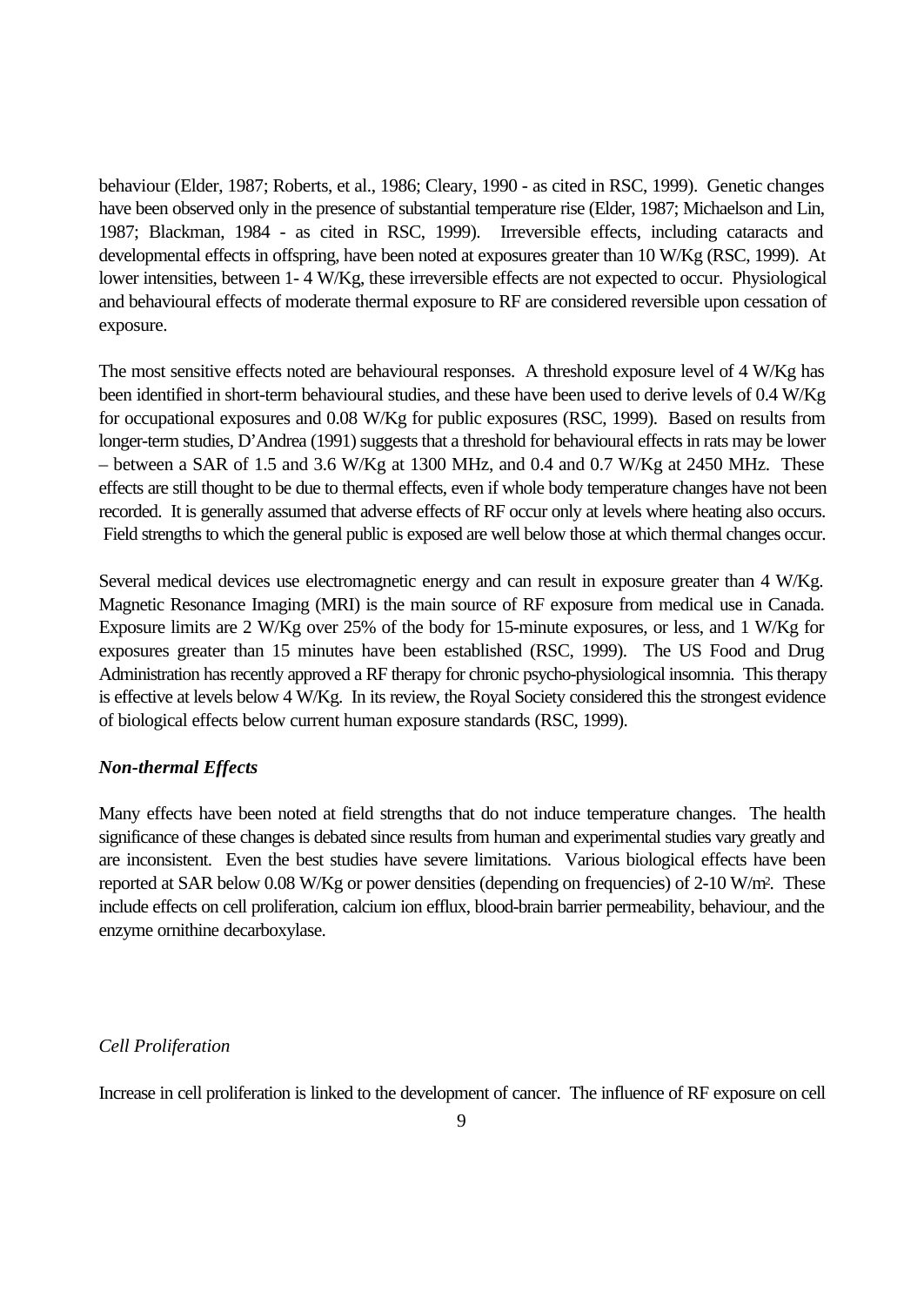behaviour (Elder, 1987; Roberts, et al., 1986; Cleary, 1990 - as cited in RSC, 1999). Genetic changes have been observed only in the presence of substantial temperature rise (Elder, 1987; Michaelson and Lin, 1987; Blackman, 1984 - as cited in RSC, 1999). Irreversible effects, including cataracts and developmental effects in offspring, have been noted at exposures greater than 10 W/Kg (RSC, 1999). At lower intensities, between 1- 4 W/Kg, these irreversible effects are not expected to occur. Physiological and behavioural effects of moderate thermal exposure to RF are considered reversible upon cessation of exposure.

The most sensitive effects noted are behavioural responses. A threshold exposure level of 4 W/Kg has been identified in short-term behavioural studies, and these have been used to derive levels of 0.4 W/Kg for occupational exposures and 0.08 W/Kg for public exposures (RSC, 1999). Based on results from longer-term studies, D'Andrea (1991) suggests that a threshold for behavioural effects in rats may be lower – between a SAR of 1.5 and 3.6 W/Kg at 1300 MHz, and 0.4 and 0.7 W/Kg at 2450 MHz. These effects are still thought to be due to thermal effects, even if whole body temperature changes have not been recorded. It is generally assumed that adverse effects of RF occur only at levels where heating also occurs. Field strengths to which the general public is exposed are well below those at which thermal changes occur.

Several medical devices use electromagnetic energy and can result in exposure greater than 4 W/Kg. Magnetic Resonance Imaging (MRI) is the main source of RF exposure from medical use in Canada. Exposure limits are 2 W/Kg over 25% of the body for 15-minute exposures, or less, and 1 W/Kg for exposures greater than 15 minutes have been established (RSC, 1999). The US Food and Drug Administration has recently approved a RF therapy for chronic psycho-physiological insomnia. This therapy is effective at levels below 4 W/Kg. In its review, the Royal Society considered this the strongest evidence of biological effects below current human exposure standards (RSC, 1999).

### *Non-thermal Effects*

Many effects have been noted at field strengths that do not induce temperature changes. The health significance of these changes is debated since results from human and experimental studies vary greatly and are inconsistent. Even the best studies have severe limitations. Various biological effects have been reported at SAR below 0.08 W/Kg or power densities (depending on frequencies) of 2-10 W/m². These include effects on cell proliferation, calcium ion efflux, blood-brain barrier permeability, behaviour, and the enzyme ornithine decarboxylase.

#### *Cell Proliferation*

Increase in cell proliferation is linked to the development of cancer. The influence of RF exposure on cell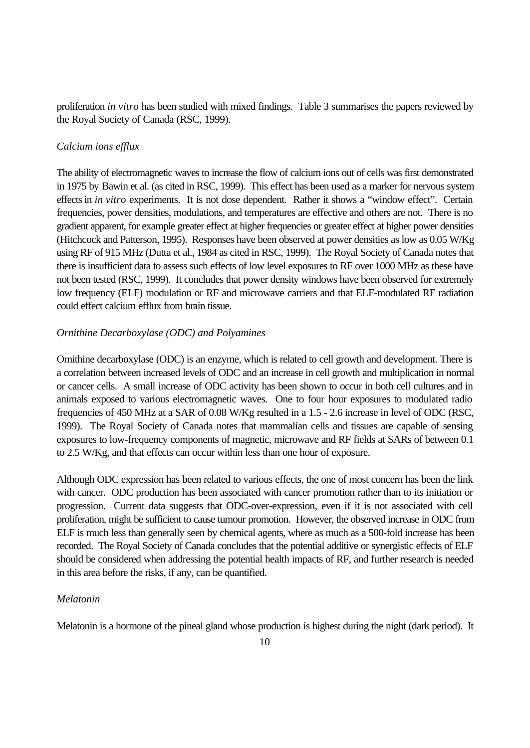proliferation *in vitro* has been studied with mixed findings. Table 3 summarises the papers reviewed by the Royal Society of Canada (RSC, 1999).

*Calcium ions efflux*

The ability of electromagnetic waves to increase the flow of calcium ions out of cells was first demonstrated in 1975 by Bawin et al. (as cited in RSC, 1999). This effect has been used as a marker for nervous system effects in *in vitro* experiments. It is not dose dependent. Rather it shows a "window effect". Certain frequencies, power densities, modulations, and temperatures are effective and others are not. There is no gradient apparent, for example greater effect at higher frequencies or greater effect at higher power densities (Hitchcock and Patterson, 1995). Responses have been observed at power densities as low as 0.05 W/Kg using RF of 915 MHz (Dutta et al., 1984 as cited in RSC, 1999). The Royal Society of Canada notes that there is insufficient data to assess such effects of low level exposures to RF over 1000 MHz as these have not been tested (RSC, 1999). It concludes that power density windows have been observed for extremely low frequency (ELF) modulation or RF and microwave carriers and that ELF-modulated RF radiation could effect calcium efflux from brain tissue.

*Ornithine Decarboxylase (ODC) and Polyamines*

Ornithine decarboxylase (ODC) is an enzyme, which is related to cell growth and development. There is a correlation between increased levels of ODC and an increase in cell growth and multiplication in normal or cancer cells. A small increase of ODC activity has been shown to occur in both cell cultures and in animals exposed to various electromagnetic waves. One to four hour exposures to modulated radio frequencies of 450 MHz at a SAR of 0.08 W/Kg resulted in a 1.5 - 2.6 increase in level of ODC (RSC, 1999). The Royal Society of Canada notes that mammalian cells and tissues are capable of sensing exposures to low-frequency components of magnetic, microwave and RF fields at SARs of between 0.1 to 2.5 W/Kg, and that effects can occur within less than one hour of exposure.

Although ODC expression has been related to various effects, the one of most concern has been the link with cancer. ODC production has been associated with cancer promotion rather than to its initiation or progression. Current data suggests that ODC-over-expression, even if it is not associated with cell proliferation, might be sufficient to cause tumour promotion. However, the observed increase in ODC from ELF is much less than generally seen by chemical agents, where as much as a 500-fold increase has been recorded. The Royal Society of Canada concludes that the potential additive or synergistic effects of ELF should be considered when addressing the potential health impacts of RF, and further research is needed in this area before the risks, if any, can be quantified.

*Melatonin*

Melatonin is a hormone of the pineal gland whose production is highest during the night (dark period). It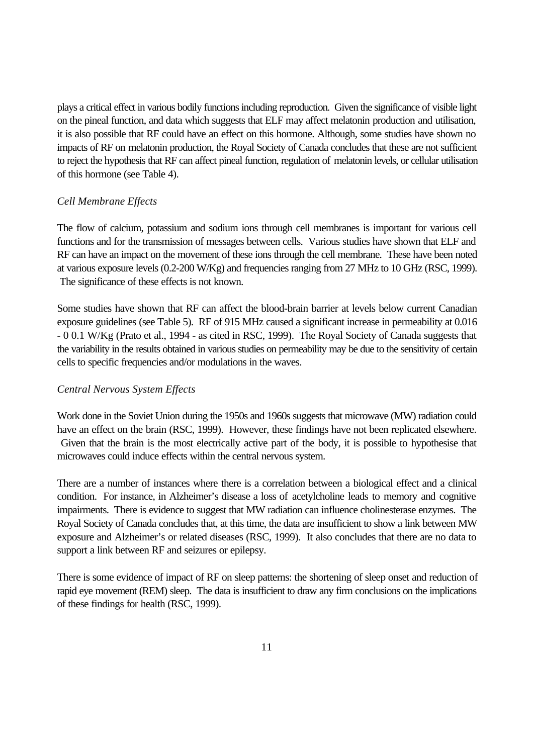plays a critical effect in various bodily functions including reproduction. Given the significance of visible light on the pineal function, and data which suggests that ELF may affect melatonin production and utilisation, it is also possible that RF could have an effect on this hormone. Although, some studies have shown no impacts of RF on melatonin production, the Royal Society of Canada concludes that these are not sufficient to reject the hypothesis that RF can affect pineal function, regulation of melatonin levels, or cellular utilisation of this hormone (see Table 4).

*Cell Membrane Effects*

The flow of calcium, potassium and sodium ions through cell membranes is important for various cell functions and for the transmission of messages between cells. Various studies have shown that ELF and RF can have an impact on the movement of these ions through the cell membrane. These have been noted at various exposure levels (0.2-200 W/Kg) and frequencies ranging from 27 MHz to 10 GHz (RSC, 1999). The significance of these effects is not known.

Some studies have shown that RF can affect the blood-brain barrier at levels below current Canadian exposure guidelines (see Table 5). RF of 915 MHz caused a significant increase in permeability at 0.016 - 0 0.1 W/Kg (Prato et al., 1994 - as cited in RSC, 1999). The Royal Society of Canada suggests that the variability in the results obtained in various studies on permeability may be due to the sensitivity of certain cells to specific frequencies and/or modulations in the waves.

*Central Nervous System Effects*

Work done in the Soviet Union during the 1950s and 1960s suggests that microwave (MW) radiation could have an effect on the brain (RSC, 1999). However, these findings have not been replicated elsewhere. Given that the brain is the most electrically active part of the body, it is possible to hypothesise that microwaves could induce effects within the central nervous system.

There are a number of instances where there is a correlation between a biological effect and a clinical condition. For instance, in Alzheimer's disease a loss of acetylcholine leads to memory and cognitive impairments. There is evidence to suggest that MW radiation can influence cholinesterase enzymes. The Royal Society of Canada concludes that, at this time, the data are insufficient to show a link between MW exposure and Alzheimer's or related diseases (RSC, 1999). It also concludes that there are no data to support a link between RF and seizures or epilepsy.

There is some evidence of impact of RF on sleep patterns: the shortening of sleep onset and reduction of rapid eye movement (REM) sleep. The data is insufficient to draw any firm conclusions on the implications of these findings for health (RSC, 1999).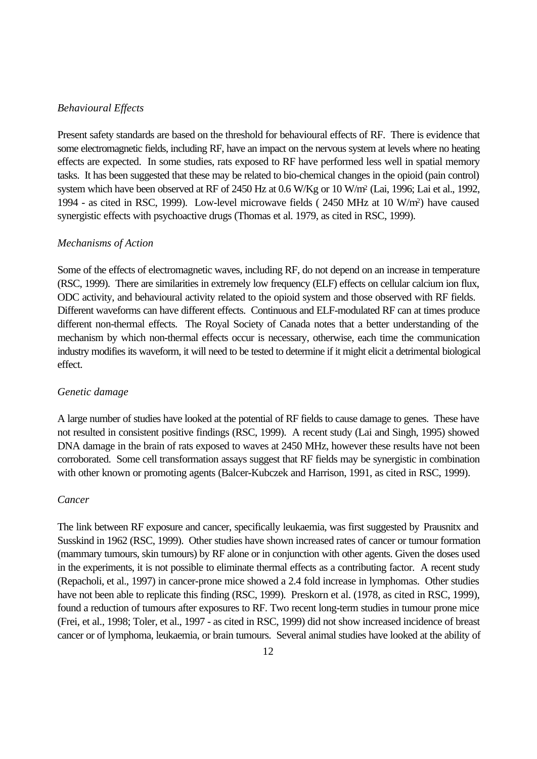*Behavioural Effects*

Present safety standards are based on the threshold for behavioural effects of RF. There is evidence that some electromagnetic fields, including RF, have an impact on the nervous system at levels where no heating effects are expected. In some studies, rats exposed to RF have performed less well in spatial memory tasks. It has been suggested that these may be related to bio-chemical changes in the opioid (pain control) system which have been observed at RF of 2450 Hz at 0.6 W/Kg or 10 W/m$^2$ (Lai, 1996; Lai et al., 1992, 1994 - as cited in RSC, 1999). Low-level microwave fields ( 2450 MHz at 10 W/m$^2$) have caused synergistic effects with psychoactive drugs (Thomas et al. 1979, as cited in RSC, 1999).

*Mechanisms of Action*

Some of the effects of electromagnetic waves, including RF, do not depend on an increase in temperature (RSC, 1999). There are similarities in extremely low frequency (ELF) effects on cellular calcium ion flux, ODC activity, and behavioural activity related to the opioid system and those observed with RF fields. Different waveforms can have different effects. Continuous and ELF-modulated RF can at times produce different non-thermal effects. The Royal Society of Canada notes that a better understanding of the mechanism by which non-thermal effects occur is necessary, otherwise, each time the communication industry modifies its waveform, it will need to be tested to determine if it might elicit a detrimental biological effect.

*Genetic damage*

A large number of studies have looked at the potential of RF fields to cause damage to genes. These have not resulted in consistent positive findings (RSC, 1999). A recent study (Lai and Singh, 1995) showed DNA damage in the brain of rats exposed to waves at 2450 MHz, however these results have not been corroborated. Some cell transformation assays suggest that RF fields may be synergistic in combination with other known or promoting agents (Balcer-Kubczek and Harrison, 1991, as cited in RSC, 1999).

*Cancer*

The link between RF exposure and cancer, specifically leukaemia, was first suggested by Prausnitx and Susskind in 1962 (RSC, 1999). Other studies have shown increased rates of cancer or tumour formation (mammary tumours, skin tumours) by RF alone or in conjunction with other agents. Given the doses used in the experiments, it is not possible to eliminate thermal effects as a contributing factor. A recent study (Repacholi, et al., 1997) in cancer-prone mice showed a 2.4 fold increase in lymphomas. Other studies have not been able to replicate this finding (RSC, 1999). Preskorn et al. (1978, as cited in RSC, 1999), found a reduction of tumours after exposures to RF. Two recent long-term studies in tumour prone mice (Frei, et al., 1998; Toler, et al., 1997 - as cited in RSC, 1999) did not show increased incidence of breast cancer or of lymphoma, leukaemia, or brain tumours. Several animal studies have looked at the ability of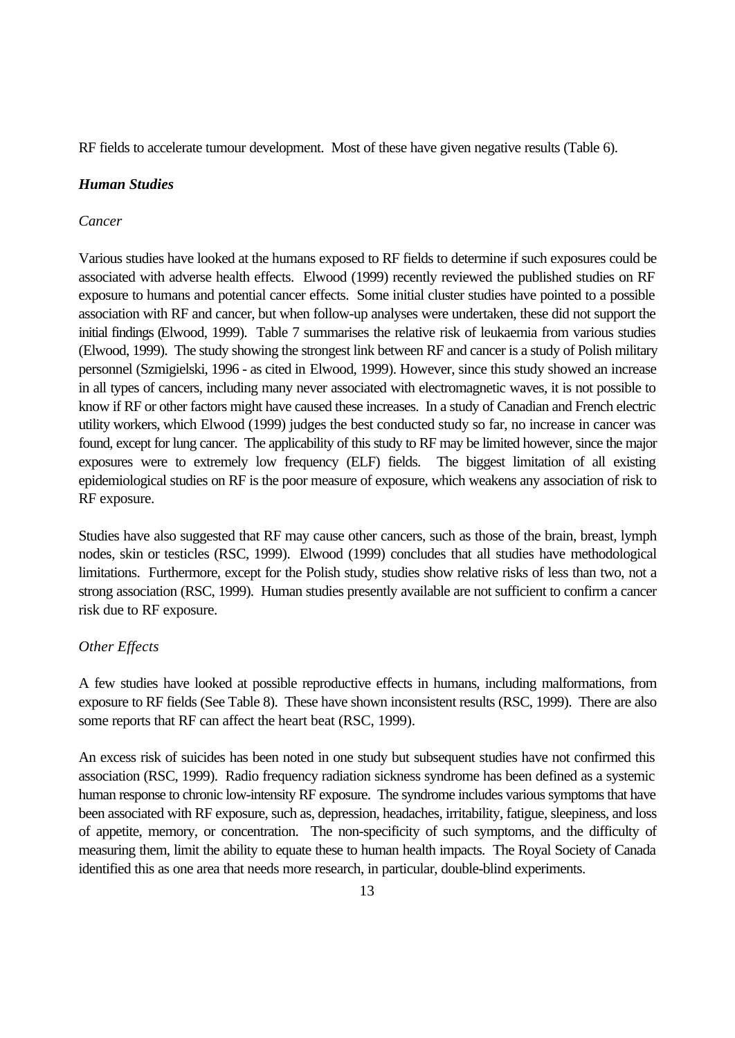RF fields to accelerate tumour development. Most of these have given negative results (Table 6).

### ***Human Studies***

#### *Cancer*

Various studies have looked at the humans exposed to RF fields to determine if such exposures could be associated with adverse health effects. Elwood (1999) recently reviewed the published studies on RF exposure to humans and potential cancer effects. Some initial cluster studies have pointed to a possible association with RF and cancer, but when follow-up analyses were undertaken, these did not support the initial findings (Elwood, 1999). Table 7 summarises the relative risk of leukaemia from various studies (Elwood, 1999). The study showing the strongest link between RF and cancer is a study of Polish military personnel (Szmigielski, 1996 - as cited in Elwood, 1999). However, since this study showed an increase in all types of cancers, including many never associated with electromagnetic waves, it is not possible to know if RF or other factors might have caused these increases. In a study of Canadian and French electric utility workers, which Elwood (1999) judges the best conducted study so far, no increase in cancer was found, except for lung cancer. The applicability of this study to RF may be limited however, since the major exposures were to extremely low frequency (ELF) fields. The biggest limitation of all existing epidemiological studies on RF is the poor measure of exposure, which weakens any association of risk to RF exposure.

Studies have also suggested that RF may cause other cancers, such as those of the brain, breast, lymph nodes, skin or testicles (RSC, 1999). Elwood (1999) concludes that all studies have methodological limitations. Furthermore, except for the Polish study, studies show relative risks of less than two, not a strong association (RSC, 1999). Human studies presently available are not sufficient to confirm a cancer risk due to RF exposure.

#### *Other Effects*

A few studies have looked at possible reproductive effects in humans, including malformations, from exposure to RF fields (See Table 8). These have shown inconsistent results (RSC, 1999). There are also some reports that RF can affect the heart beat (RSC, 1999).

An excess risk of suicides has been noted in one study but subsequent studies have not confirmed this association (RSC, 1999). Radio frequency radiation sickness syndrome has been defined as a systemic human response to chronic low-intensity RF exposure. The syndrome includes various symptoms that have been associated with RF exposure, such as, depression, headaches, irritability, fatigue, sleepiness, and loss of appetite, memory, or concentration. The non-specificity of such symptoms, and the difficulty of measuring them, limit the ability to equate these to human health impacts. The Royal Society of Canada identified this as one area that needs more research, in particular, double-blind experiments.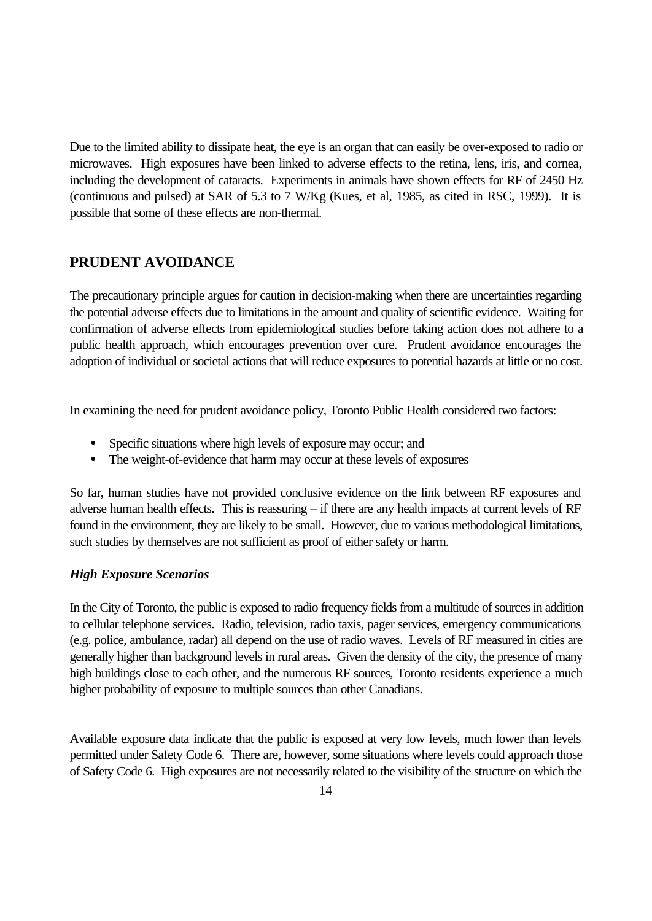Due to the limited ability to dissipate heat, the eye is an organ that can easily be over-exposed to radio or microwaves. High exposures have been linked to adverse effects to the retina, lens, iris, and cornea, including the development of cataracts. Experiments in animals have shown effects for RF of 2450 Hz (continuous and pulsed) at SAR of 5.3 to 7 W/Kg (Kues, et al, 1985, as cited in RSC, 1999). It is possible that some of these effects are non-thermal.

## PRUDENT AVOIDANCE

The precautionary principle argues for caution in decision-making when there are uncertainties regarding the potential adverse effects due to limitations in the amount and quality of scientific evidence. Waiting for confirmation of adverse effects from epidemiological studies before taking action does not adhere to a public health approach, which encourages prevention over cure. Prudent avoidance encourages the adoption of individual or societal actions that will reduce exposures to potential hazards at little or no cost.

In examining the need for prudent avoidance policy, Toronto Public Health considered two factors:

- Specific situations where high levels of exposure may occur; and
- The weight-of-evidence that harm may occur at these levels of exposures

So far, human studies have not provided conclusive evidence on the link between RF exposures and adverse human health effects. This is reassuring – if there are any health impacts at current levels of RF found in the environment, they are likely to be small. However, due to various methodological limitations, such studies by themselves are not sufficient as proof of either safety or harm.

### *High Exposure Scenarios*

In the City of Toronto, the public is exposed to radio frequency fields from a multitude of sources in addition to cellular telephone services. Radio, television, radio taxis, pager services, emergency communications (e.g. police, ambulance, radar) all depend on the use of radio waves. Levels of RF measured in cities are generally higher than background levels in rural areas. Given the density of the city, the presence of many high buildings close to each other, and the numerous RF sources, Toronto residents experience a much higher probability of exposure to multiple sources than other Canadians.

Available exposure data indicate that the public is exposed at very low levels, much lower than levels permitted under Safety Code 6. There are, however, some situations where levels could approach those of Safety Code 6. High exposures are not necessarily related to the visibility of the structure on which the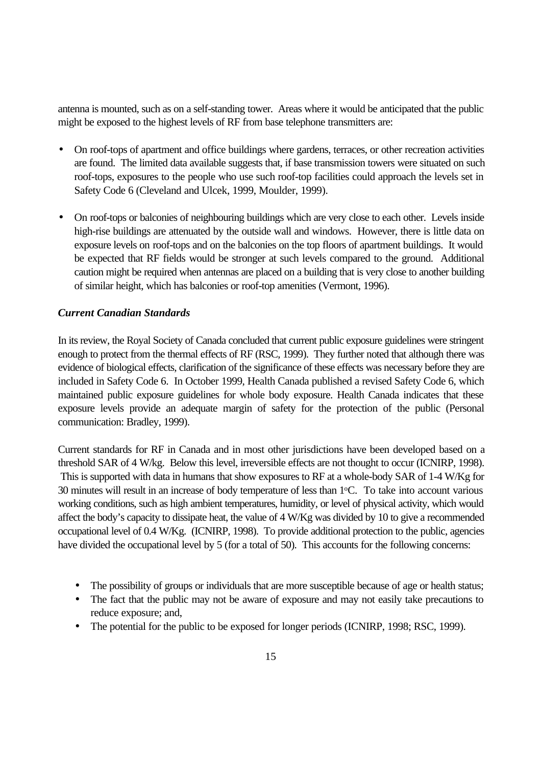antenna is mounted, such as on a self-standing tower. Areas where it would be anticipated that the public might be exposed to the highest levels of RF from base telephone transmitters are:

- On roof-tops of apartment and office buildings where gardens, terraces, or other recreation activities are found. The limited data available suggests that, if base transmission towers were situated on such roof-tops, exposures to the people who use such roof-top facilities could approach the levels set in Safety Code 6 (Cleveland and Ulcek, 1999, Moulder, 1999).

- On roof-tops or balconies of neighbouring buildings which are very close to each other. Levels inside high-rise buildings are attenuated by the outside wall and windows. However, there is little data on exposure levels on roof-tops and on the balconies on the top floors of apartment buildings. It would be expected that RF fields would be stronger at such levels compared to the ground. Additional caution might be required when antennas are placed on a building that is very close to another building of similar height, which has balconies or roof-top amenities (Vermont, 1996).

***Current Canadian Standards***

In its review, the Royal Society of Canada concluded that current public exposure guidelines were stringent enough to protect from the thermal effects of RF (RSC, 1999). They further noted that although there was evidence of biological effects, clarification of the significance of these effects was necessary before they are included in Safety Code 6. In October 1999, Health Canada published a revised Safety Code 6, which maintained public exposure guidelines for whole body exposure. Health Canada indicates that these exposure levels provide an adequate margin of safety for the protection of the public (Personal communication: Bradley, 1999).

Current standards for RF in Canada and in most other jurisdictions have been developed based on a threshold SAR of 4 W/kg. Below this level, irreversible effects are not thought to occur (ICNIRP, 1998). This is supported with data in humans that show exposures to RF at a whole-body SAR of 1-4 W/Kg for 30 minutes will result in an increase of body temperature of less than 1$^{o}$C. To take into account various working conditions, such as high ambient temperatures, humidity, or level of physical activity, which would affect the body's capacity to dissipate heat, the value of 4 W/Kg was divided by 10 to give a recommended occupational level of 0.4 W/Kg. (ICNIRP, 1998). To provide additional protection to the public, agencies have divided the occupational level by 5 (for a total of 50). This accounts for the following concerns:

- The possibility of groups or individuals that are more susceptible because of age or health status;
- The fact that the public may not be aware of exposure and may not easily take precautions to reduce exposure; and,
- The potential for the public to be exposed for longer periods (ICNIRP, 1998; RSC, 1999).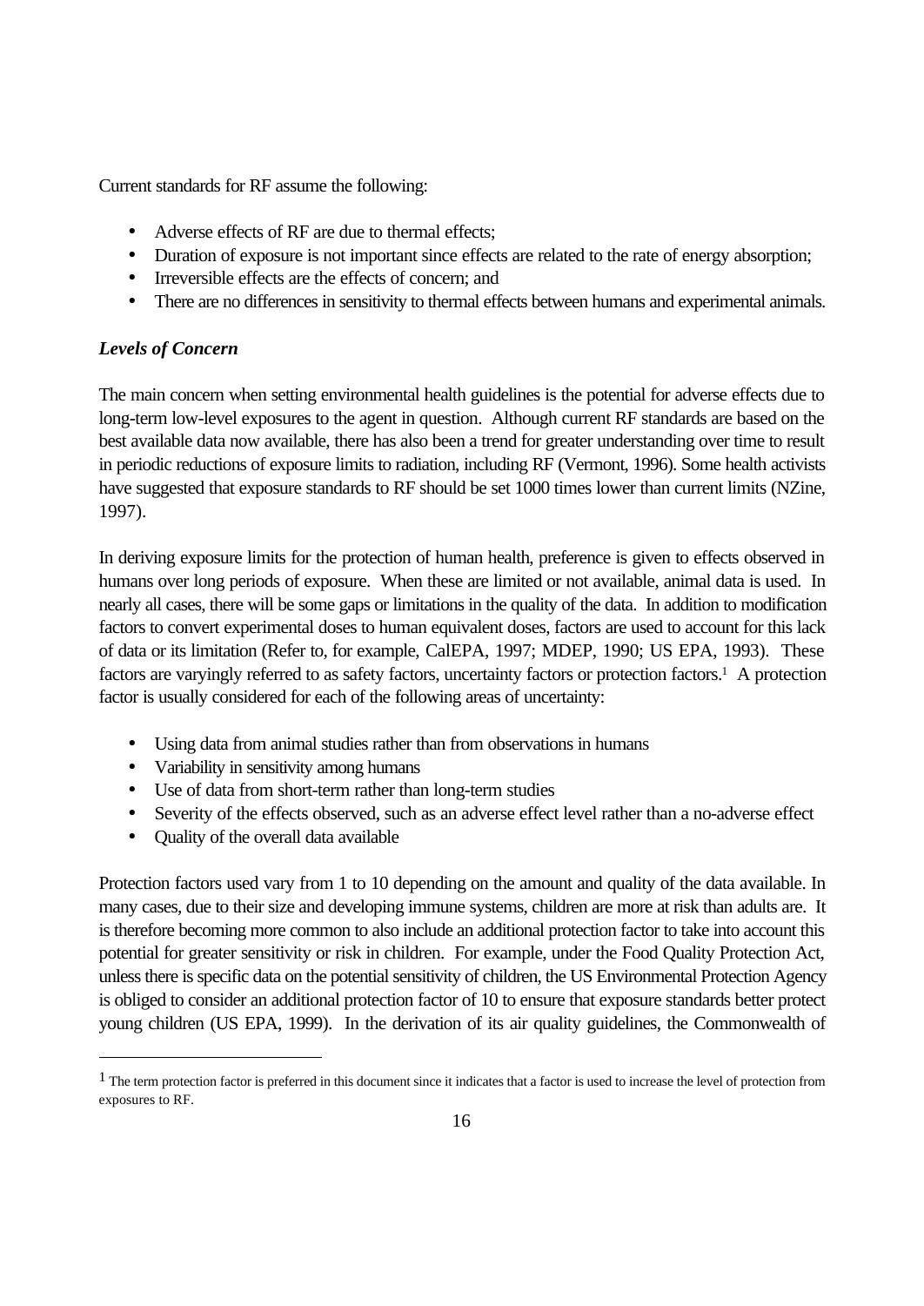Current standards for RF assume the following:

- Adverse effects of RF are due to thermal effects;
- Duration of exposure is not important since effects are related to the rate of energy absorption;
- Irreversible effects are the effects of concern; and
- There are no differences in sensitivity to thermal effects between humans and experimental animals.

### *Levels of Concern*

The main concern when setting environmental health guidelines is the potential for adverse effects due to long-term low-level exposures to the agent in question. Although current RF standards are based on the best available data now available, there has also been a trend for greater understanding over time to result in periodic reductions of exposure limits to radiation, including RF (Vermont, 1996). Some health activists have suggested that exposure standards to RF should be set 1000 times lower than current limits (NZine, 1997).

In deriving exposure limits for the protection of human health, preference is given to effects observed in humans over long periods of exposure. When these are limited or not available, animal data is used. In nearly all cases, there will be some gaps or limitations in the quality of the data. In addition to modification factors to convert experimental doses to human equivalent doses, factors are used to account for this lack of data or its limitation (Refer to, for example, CalEPA, 1997; MDEP, 1990; US EPA, 1993). These factors are varyingly referred to as safety factors, uncertainty factors or protection factors.[1] A protection factor is usually considered for each of the following areas of uncertainty:

- Using data from animal studies rather than from observations in humans
- Variability in sensitivity among humans
- Use of data from short-term rather than long-term studies
- Severity of the effects observed, such as an adverse effect level rather than a no-adverse effect
- Quality of the overall data available

Protection factors used vary from 1 to 10 depending on the amount and quality of the data available. In many cases, due to their size and developing immune systems, children are more at risk than adults are. It is therefore becoming more common to also include an additional protection factor to take into account this potential for greater sensitivity or risk in children. For example, under the Food Quality Protection Act, unless there is specific data on the potential sensitivity of children, the US Environmental Protection Agency is obliged to consider an additional protection factor of 10 to ensure that exposure standards better protect young children (US EPA, 1999). In the derivation of its air quality guidelines, the Commonwealth of

---

[1] The term protection factor is preferred in this document since it indicates that a factor is used to increase the level of protection from exposures to RF.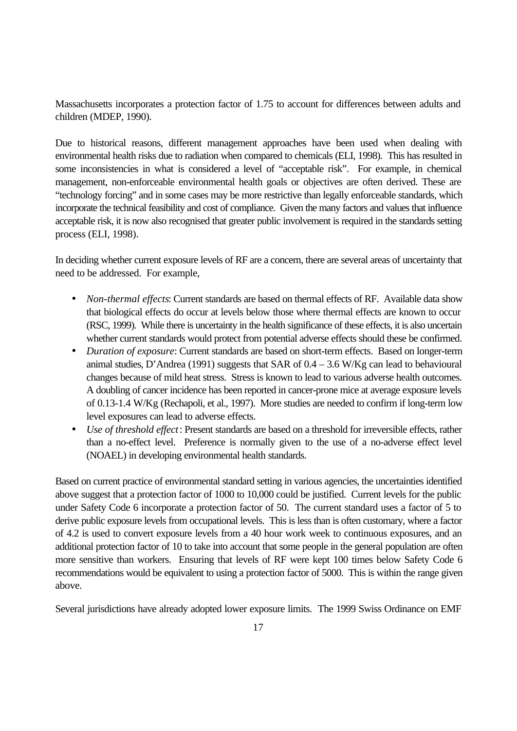Massachusetts incorporates a protection factor of 1.75 to account for differences between adults and children (MDEP, 1990).

Due to historical reasons, different management approaches have been used when dealing with environmental health risks due to radiation when compared to chemicals (ELI, 1998). This has resulted in some inconsistencies in what is considered a level of "acceptable risk". For example, in chemical management, non-enforceable environmental health goals or objectives are often derived. These are "technology forcing" and in some cases may be more restrictive than legally enforceable standards, which incorporate the technical feasibility and cost of compliance. Given the many factors and values that influence acceptable risk, it is now also recognised that greater public involvement is required in the standards setting process (ELI, 1998).

In deciding whether current exposure levels of RF are a concern, there are several areas of uncertainty that need to be addressed. For example,

- *Non-thermal effects*: Current standards are based on thermal effects of RF. Available data show that biological effects do occur at levels below those where thermal effects are known to occur (RSC, 1999). While there is uncertainty in the health significance of these effects, it is also uncertain whether current standards would protect from potential adverse effects should these be confirmed.
- *Duration of exposure*: Current standards are based on short-term effects. Based on longer-term animal studies, D'Andrea (1991) suggests that SAR of 0.4 – 3.6 W/Kg can lead to behavioural changes because of mild heat stress. Stress is known to lead to various adverse health outcomes. A doubling of cancer incidence has been reported in cancer-prone mice at average exposure levels of 0.13-1.4 W/Kg (Rechapoli, et al., 1997). More studies are needed to confirm if long-term low level exposures can lead to adverse effects.
- *Use of threshold effect*: Present standards are based on a threshold for irreversible effects, rather than a no-effect level. Preference is normally given to the use of a no-adverse effect level (NOAEL) in developing environmental health standards.

Based on current practice of environmental standard setting in various agencies, the uncertainties identified above suggest that a protection factor of 1000 to 10,000 could be justified. Current levels for the public under Safety Code 6 incorporate a protection factor of 50. The current standard uses a factor of 5 to derive public exposure levels from occupational levels. This is less than is often customary, where a factor of 4.2 is used to convert exposure levels from a 40 hour work week to continuous exposures, and an additional protection factor of 10 to take into account that some people in the general population are often more sensitive than workers. Ensuring that levels of RF were kept 100 times below Safety Code 6 recommendations would be equivalent to using a protection factor of 5000. This is within the range given above.

Several jurisdictions have already adopted lower exposure limits. The 1999 Swiss Ordinance on EMF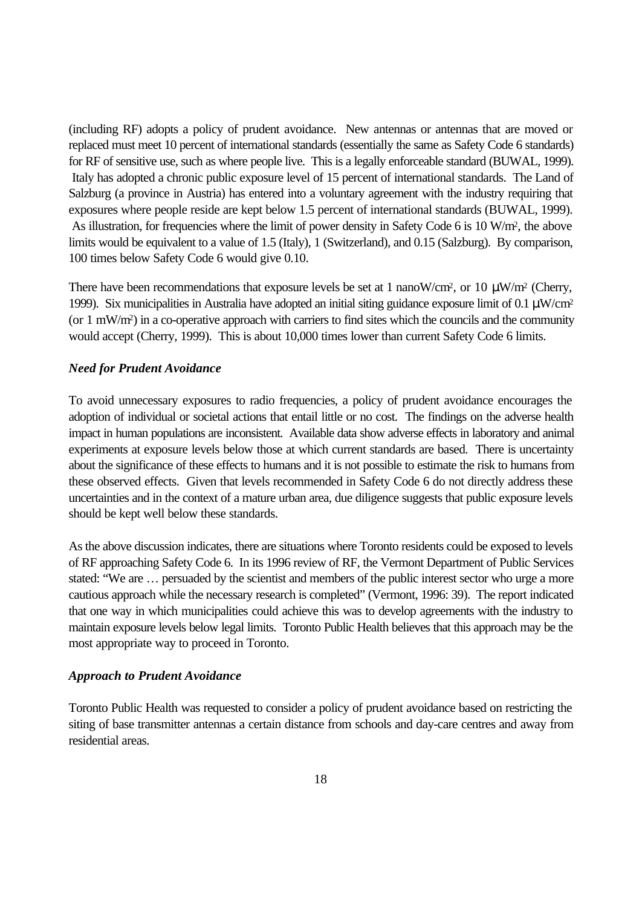(including RF) adopts a policy of prudent avoidance. New antennas or antennas that are moved or replaced must meet 10 percent of international standards (essentially the same as Safety Code 6 standards) for RF of sensitive use, such as where people live. This is a legally enforceable standard (BUWAL, 1999). Italy has adopted a chronic public exposure level of 15 percent of international standards. The Land of Salzburg (a province in Austria) has entered into a voluntary agreement with the industry requiring that exposures where people reside are kept below 1.5 percent of international standards (BUWAL, 1999). As illustration, for frequencies where the limit of power density in Safety Code 6 is 10 W/m², the above limits would be equivalent to a value of 1.5 (Italy), 1 (Switzerland), and 0.15 (Salzburg). By comparison, 100 times below Safety Code 6 would give 0.10.

There have been recommendations that exposure levels be set at 1 nanoW/cm², or 10 μW/m² (Cherry, 1999). Six municipalities in Australia have adopted an initial siting guidance exposure limit of 0.1 μW/cm² (or 1 mW/m²) in a co-operative approach with carriers to find sites which the councils and the community would accept (Cherry, 1999). This is about 10,000 times lower than current Safety Code 6 limits.

### *Need for Prudent Avoidance*

To avoid unnecessary exposures to radio frequencies, a policy of prudent avoidance encourages the adoption of individual or societal actions that entail little or no cost. The findings on the adverse health impact in human populations are inconsistent. Available data show adverse effects in laboratory and animal experiments at exposure levels below those at which current standards are based. There is uncertainty about the significance of these effects to humans and it is not possible to estimate the risk to humans from these observed effects. Given that levels recommended in Safety Code 6 do not directly address these uncertainties and in the context of a mature urban area, due diligence suggests that public exposure levels should be kept well below these standards.

As the above discussion indicates, there are situations where Toronto residents could be exposed to levels of RF approaching Safety Code 6. In its 1996 review of RF, the Vermont Department of Public Services stated: "We are … persuaded by the scientist and members of the public interest sector who urge a more cautious approach while the necessary research is completed" (Vermont, 1996: 39). The report indicated that one way in which municipalities could achieve this was to develop agreements with the industry to maintain exposure levels below legal limits. Toronto Public Health believes that this approach may be the most appropriate way to proceed in Toronto.

### *Approach to Prudent Avoidance*

Toronto Public Health was requested to consider a policy of prudent avoidance based on restricting the siting of base transmitter antennas a certain distance from schools and day-care centres and away from residential areas.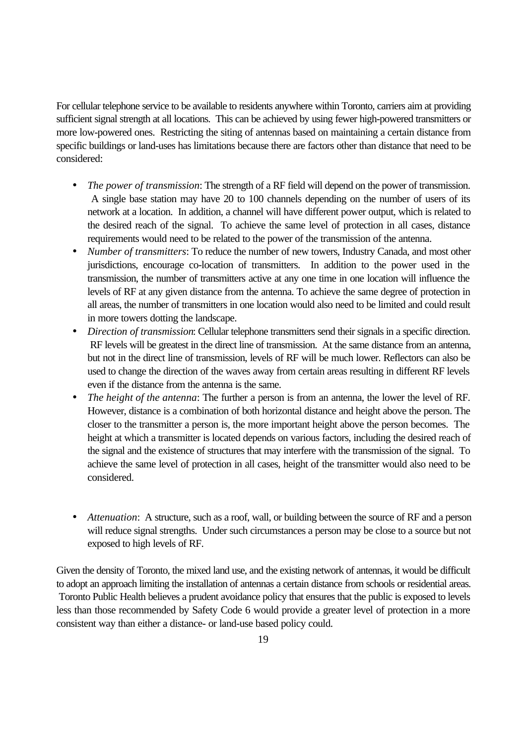For cellular telephone service to be available to residents anywhere within Toronto, carriers aim at providing sufficient signal strength at all locations. This can be achieved by using fewer high-powered transmitters or more low-powered ones. Restricting the siting of antennas based on maintaining a certain distance from specific buildings or land-uses has limitations because there are factors other than distance that need to be considered:

- *The power of transmission*: The strength of a RF field will depend on the power of transmission. A single base station may have 20 to 100 channels depending on the number of users of its network at a location. In addition, a channel will have different power output, which is related to the desired reach of the signal. To achieve the same level of protection in all cases, distance requirements would need to be related to the power of the transmission of the antenna.
- *Number of transmitters*: To reduce the number of new towers, Industry Canada, and most other jurisdictions, encourage co-location of transmitters. In addition to the power used in the transmission, the number of transmitters active at any one time in one location will influence the levels of RF at any given distance from the antenna. To achieve the same degree of protection in all areas, the number of transmitters in one location would also need to be limited and could result in more towers dotting the landscape.
- *Direction of transmission*: Cellular telephone transmitters send their signals in a specific direction. RF levels will be greatest in the direct line of transmission. At the same distance from an antenna, but not in the direct line of transmission, levels of RF will be much lower. Reflectors can also be used to change the direction of the waves away from certain areas resulting in different RF levels even if the distance from the antenna is the same.
- *The height of the antenna*: The further a person is from an antenna, the lower the level of RF. However, distance is a combination of both horizontal distance and height above the person. The closer to the transmitter a person is, the more important height above the person becomes. The height at which a transmitter is located depends on various factors, including the desired reach of the signal and the existence of structures that may interfere with the transmission of the signal. To achieve the same level of protection in all cases, height of the transmitter would also need to be considered.
- *Attenuation*: A structure, such as a roof, wall, or building between the source of RF and a person will reduce signal strengths. Under such circumstances a person may be close to a source but not exposed to high levels of RF.

Given the density of Toronto, the mixed land use, and the existing network of antennas, it would be difficult to adopt an approach limiting the installation of antennas a certain distance from schools or residential areas. Toronto Public Health believes a prudent avoidance policy that ensures that the public is exposed to levels less than those recommended by Safety Code 6 would provide a greater level of protection in a more consistent way than either a distance- or land-use based policy could.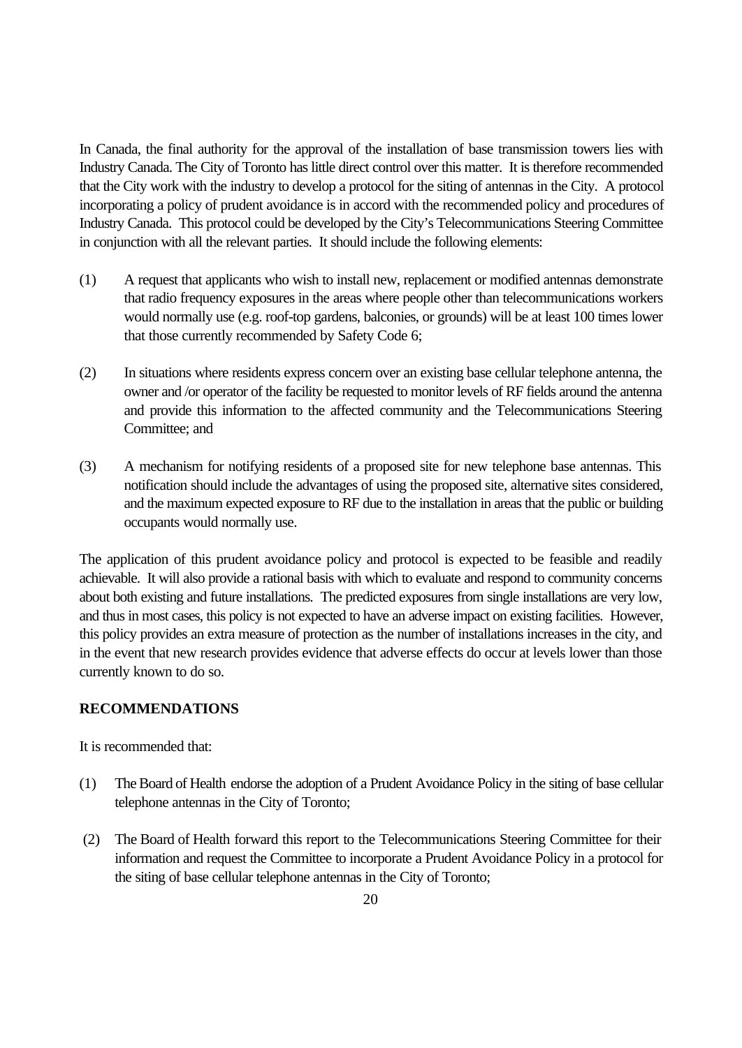In Canada, the final authority for the approval of the installation of base transmission towers lies with Industry Canada. The City of Toronto has little direct control over this matter. It is therefore recommended that the City work with the industry to develop a protocol for the siting of antennas in the City. A protocol incorporating a policy of prudent avoidance is in accord with the recommended policy and procedures of Industry Canada. This protocol could be developed by the City's Telecommunications Steering Committee in conjunction with all the relevant parties. It should include the following elements:

(1) A request that applicants who wish to install new, replacement or modified antennas demonstrate that radio frequency exposures in the areas where people other than telecommunications workers would normally use (e.g. roof-top gardens, balconies, or grounds) will be at least 100 times lower that those currently recommended by Safety Code 6;

(2) In situations where residents express concern over an existing base cellular telephone antenna, the owner and /or operator of the facility be requested to monitor levels of RF fields around the antenna and provide this information to the affected community and the Telecommunications Steering Committee; and

(3) A mechanism for notifying residents of a proposed site for new telephone base antennas. This notification should include the advantages of using the proposed site, alternative sites considered, and the maximum expected exposure to RF due to the installation in areas that the public or building occupants would normally use.

The application of this prudent avoidance policy and protocol is expected to be feasible and readily achievable. It will also provide a rational basis with which to evaluate and respond to community concerns about both existing and future installations. The predicted exposures from single installations are very low, and thus in most cases, this policy is not expected to have an adverse impact on existing facilities. However, this policy provides an extra measure of protection as the number of installations increases in the city, and in the event that new research provides evidence that adverse effects do occur at levels lower than those currently known to do so.

**RECOMMENDATIONS**

It is recommended that:

(1) The Board of Health endorse the adoption of a Prudent Avoidance Policy in the siting of base cellular telephone antennas in the City of Toronto;

(2) The Board of Health forward this report to the Telecommunications Steering Committee for their information and request the Committee to incorporate a Prudent Avoidance Policy in a protocol for the siting of base cellular telephone antennas in the City of Toronto;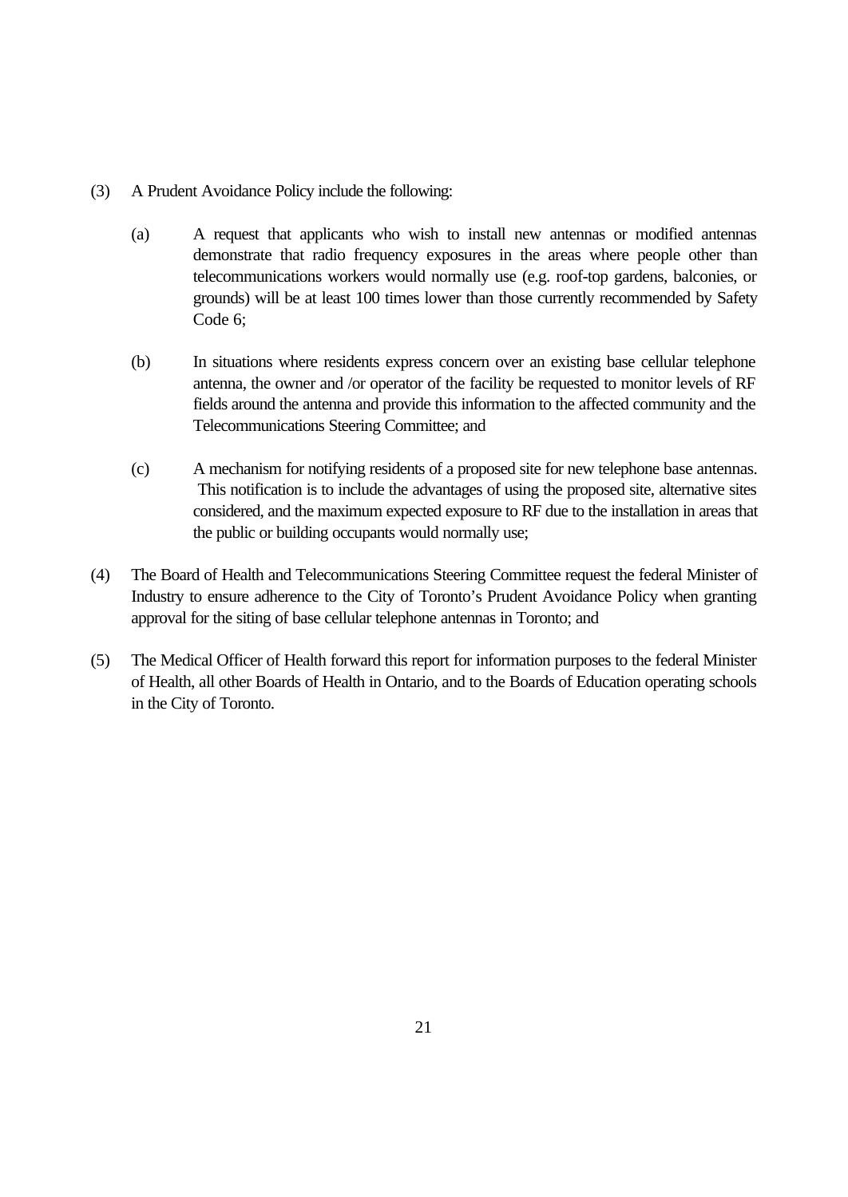(3) A Prudent Avoidance Policy include the following:

   (a) A request that applicants who wish to install new antennas or modified antennas demonstrate that radio frequency exposures in the areas where people other than telecommunications workers would normally use (e.g. roof-top gardens, balconies, or grounds) will be at least 100 times lower than those currently recommended by Safety Code 6;

   (b) In situations where residents express concern over an existing base cellular telephone antenna, the owner and /or operator of the facility be requested to monitor levels of RF fields around the antenna and provide this information to the affected community and the Telecommunications Steering Committee; and

   (c) A mechanism for notifying residents of a proposed site for new telephone base antennas. This notification is to include the advantages of using the proposed site, alternative sites considered, and the maximum expected exposure to RF due to the installation in areas that the public or building occupants would normally use;

(4) The Board of Health and Telecommunications Steering Committee request the federal Minister of Industry to ensure adherence to the City of Toronto's Prudent Avoidance Policy when granting approval for the siting of base cellular telephone antennas in Toronto; and

(5) The Medical Officer of Health forward this report for information purposes to the federal Minister of Health, all other Boards of Health in Ontario, and to the Boards of Education operating schools in the City of Toronto.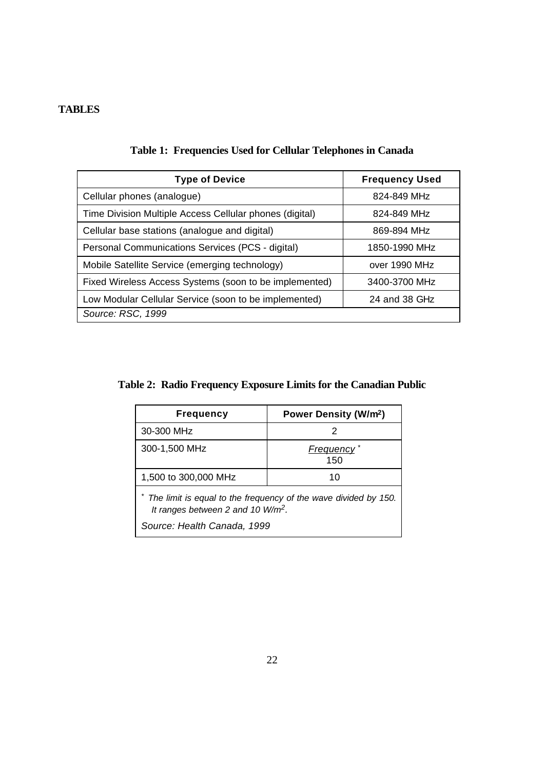# TABLES

**Table 1: Frequencies Used for Cellular Telephones in Canada**

| Type of Device | Frequency Used |
|---|---|
| Cellular phones (analogue) | 824-849 MHz |
| Time Division Multiple Access Cellular phones (digital) | 824-849 MHz |
| Cellular base stations (analogue and digital) | 869-894 MHz |
| Personal Communications Services (PCS - digital) | 1850-1990 MHz |
| Mobile Satellite Service (emerging technology) | over 1990 MHz |
| Fixed Wireless Access Systems (soon to be implemented) | 3400-3700 MHz |
| Low Modular Cellular Service (soon to be implemented) | 24 and 38 GHz |
| *Source: RSC, 1999* | |

**Table 2: Radio Frequency Exposure Limits for the Canadian Public**

| Frequency | Power Density ($W/m^2$) |
|---|---|
| 30-300 MHz | 2 |
| 300-1,500 MHz | $\frac{\text{Frequency}}{150}$ * |
| 1,500 to 300,000 MHz | 10 |
| * *The limit is equal to the frequency of the wave divided by 150. It ranges between 2 and 10 $W/m^2$.* *Source: Health Canada, 1999* | |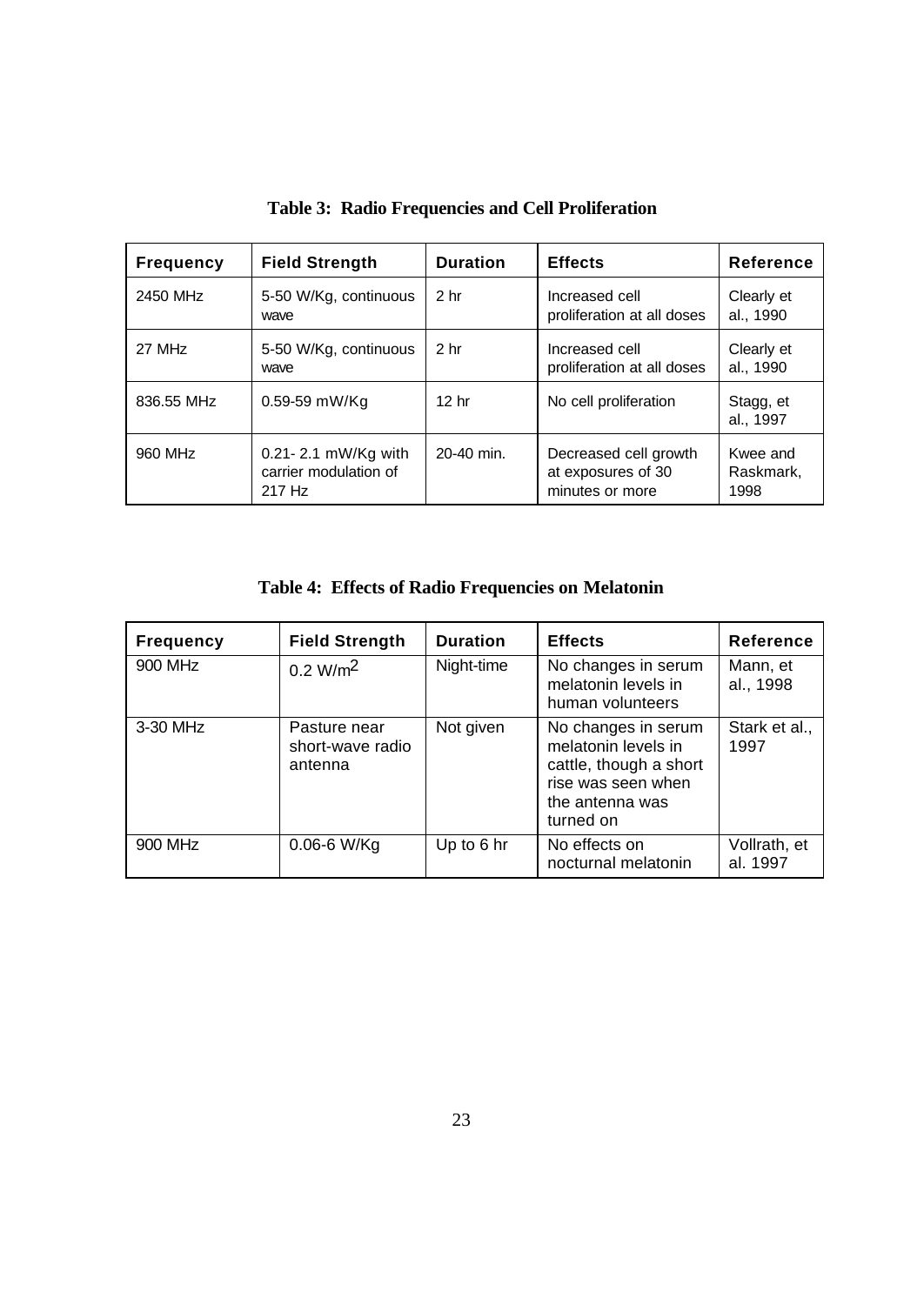**Table 3: Radio Frequencies and Cell Proliferation**

| Frequency | Field Strength | Duration | Effects | Reference |
|---|---|---|---|---|
| 2450 MHz | 5-50 W/Kg, continuous wave | 2 hr | Increased cell proliferation at all doses | Clearly et al., 1990 |
| 27 MHz | 5-50 W/Kg, continuous wave | 2 hr | Increased cell proliferation at all doses | Clearly et al., 1990 |
| 836.55 MHz | 0.59-59 mW/Kg | 12 hr | No cell proliferation | Stagg, et al., 1997 |
| 960 MHz | 0.21- 2.1 mW/Kg with carrier modulation of 217 Hz | 20-40 min. | Decreased cell growth at exposures of 30 minutes or more | Kwee and Raskmark, 1998 |

**Table 4: Effects of Radio Frequencies on Melatonin**

| Frequency | Field Strength | Duration | Effects | Reference |
|---|---|---|---|---|
| 900 MHz | 0.2 $W/m^2$ | Night-time | No changes in serum melatonin levels in human volunteers | Mann, et al., 1998 |
| 3-30 MHz | Pasture near short-wave radio antenna | Not given | No changes in serum melatonin levels in cattle, though a short rise was seen when the antenna was turned on | Stark et al., 1997 |
| 900 MHz | 0.06-6 W/Kg | Up to 6 hr | No effects on nocturnal melatonin | Vollrath, et al. 1997 |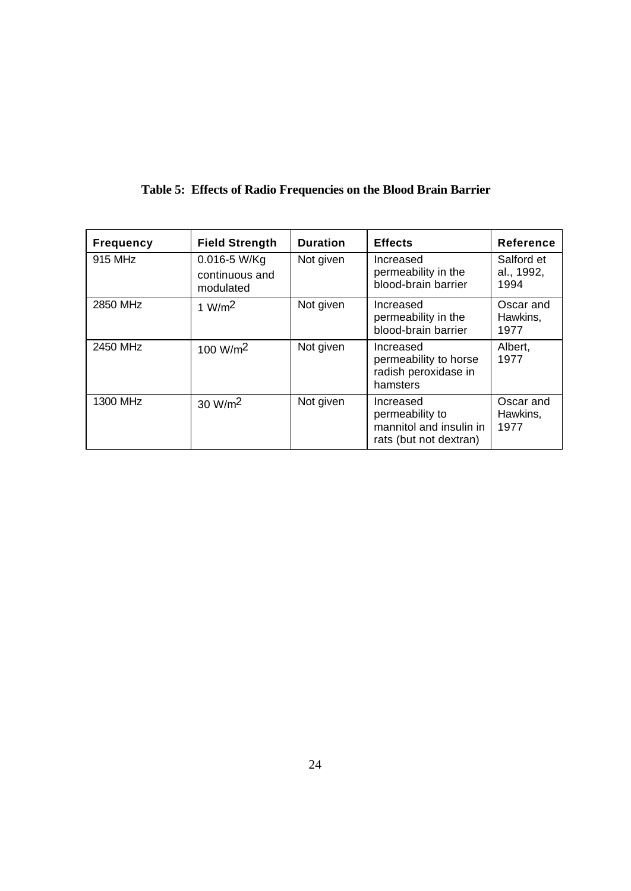**Table 5: Effects of Radio Frequencies on the Blood Brain Barrier**

| Frequency | Field Strength | Duration | Effects | Reference |
|---|---|---|---|---|
| 915 MHz | 0.016-5 W/Kg continuous and modulated | Not given | Increased permeability in the blood-brain barrier | Salford et al., 1992, 1994 |
| 2850 MHz | 1 $W/m^2$ | Not given | Increased permeability in the blood-brain barrier | Oscar and Hawkins, 1977 |
| 2450 MHz | 100 $W/m^2$ | Not given | Increased permeability to horse radish peroxidase in hamsters | Albert, 1977 |
| 1300 MHz | 30 $W/m^2$ | Not given | Increased permeability to mannitol and insulin in rats (but not dextran) | Oscar and Hawkins, 1977 |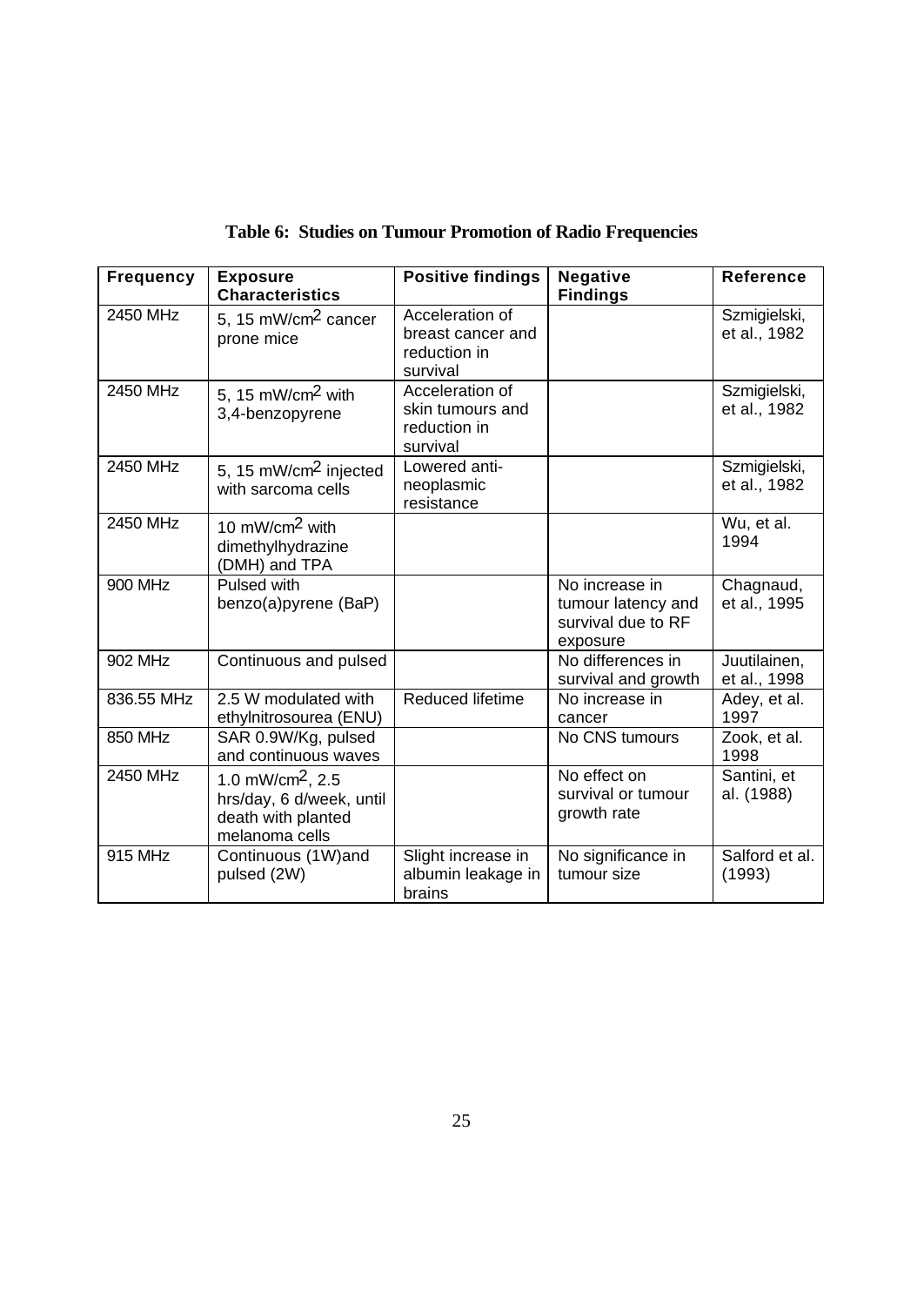**Table 6: Studies on Tumour Promotion of Radio Frequencies**

| Frequency | Exposure Characteristics | Positive findings | Negative Findings | Reference |
|---|---|---|---|---|
| 2450 MHz | 5, 15 mW/cm$^2$ cancer prone mice | Acceleration of breast cancer and reduction in survival | | Szmigielski, et al., 1982 |
| 2450 MHz | 5, 15 mW/cm$^2$ with 3,4-benzopyrene | Acceleration of skin tumours and reduction in survival | | Szmigielski, et al., 1982 |
| 2450 MHz | 5, 15 mW/cm$^2$ injected with sarcoma cells | Lowered anti-neoplasmic resistance | | Szmigielski, et al., 1982 |
| 2450 MHz | 10 mW/cm$^2$ with dimethylhydrazine (DMH) and TPA | | | Wu, et al. 1994 |
| 900 MHz | Pulsed with benzo(a)pyrene (BaP) | | No increase in tumour latency and survival due to RF exposure | Chagnaud, et al., 1995 |
| 902 MHz | Continuous and pulsed | | No differences in survival and growth | Juutilainen, et al., 1998 |
| 836.55 MHz | 2.5 W modulated with ethylnitrosourea (ENU) | Reduced lifetime | No increase in cancer | Adey, et al. 1997 |
| 850 MHz | SAR 0.9W/Kg, pulsed and continuous waves | | No CNS tumours | Zook, et al. 1998 |
| 2450 MHz | 1.0 mW/cm$^2$, 2.5 hrs/day, 6 d/week, until death with planted melanoma cells | | No effect on survival or tumour growth rate | Santini, et al. (1988) |
| 915 MHz | Continuous (1W)and pulsed (2W) | Slight increase in albumin leakage in brains | No significance in tumour size | Salford et al. (1993) |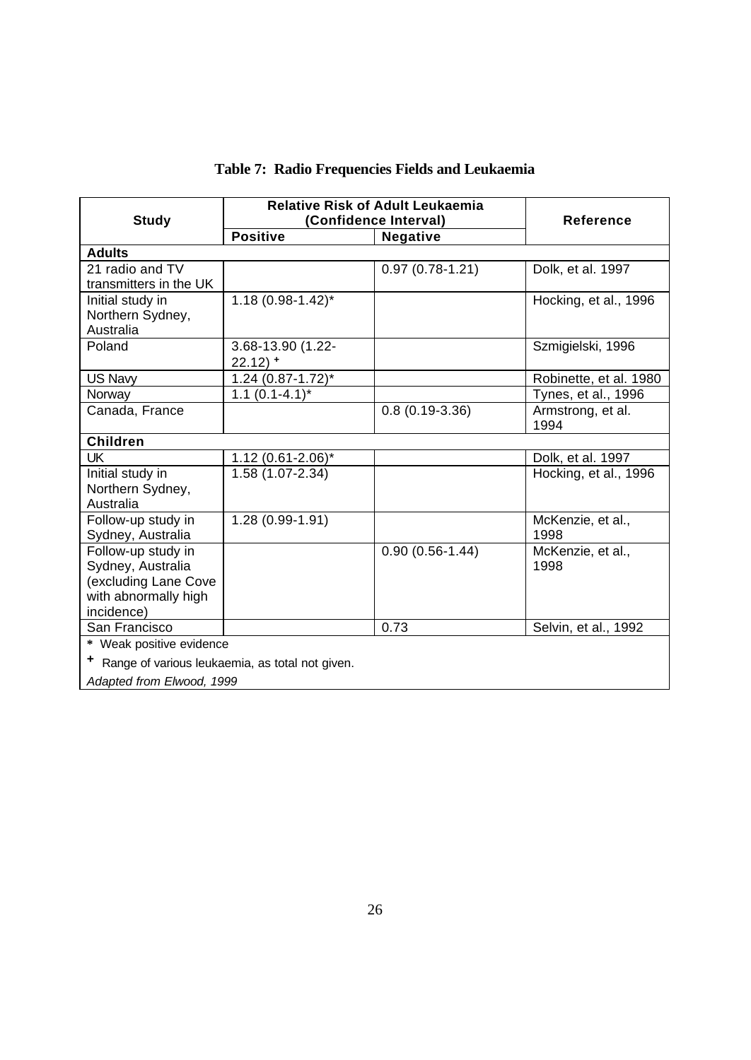**Table 7: Radio Frequencies Fields and Leukaemia**

| Study | Relative Risk of Adult Leukaemia (Confidence Interval) | | Reference |
|---|---|---|---|
| | Positive | Negative | |
| **Adults** | | | |
| 21 radio and TV transmitters in the UK | | 0.97 (0.78-1.21) | Dolk, et al. 1997 |
| Initial study in Northern Sydney, Australia | 1.18 (0.98-1.42)* | | Hocking, et al., 1996 |
| Poland | 3.68-13.90 (1.22-22.12) + | | Szmigielski, 1996 |
| US Navy | 1.24 (0.87-1.72)* | | Robinette, et al. 1980 |
| Norway | 1.1 (0.1-4.1)* | | Tynes, et al., 1996 |
| Canada, France | | 0.8 (0.19-3.36) | Armstrong, et al. 1994 |
| **Children** | | | |
| UK | 1.12 (0.61-2.06)* | | Dolk, et al. 1997 |
| Initial study in Northern Sydney, Australia | 1.58 (1.07-2.34) | | Hocking, et al., 1996 |
| Follow-up study in Sydney, Australia | 1.28 (0.99-1.91) | | McKenzie, et al., 1998 |
| Follow-up study in Sydney, Australia (excluding Lane Cove with abnormally high incidence) | | 0.90 (0.56-1.44) | McKenzie, et al., 1998 |
| San Francisco | | 0.73 | Selvin, et al., 1992 |

\* Weak positive evidence

\+ Range of various leukaemia, as total not given.

*Adapted from Elwood, 1999*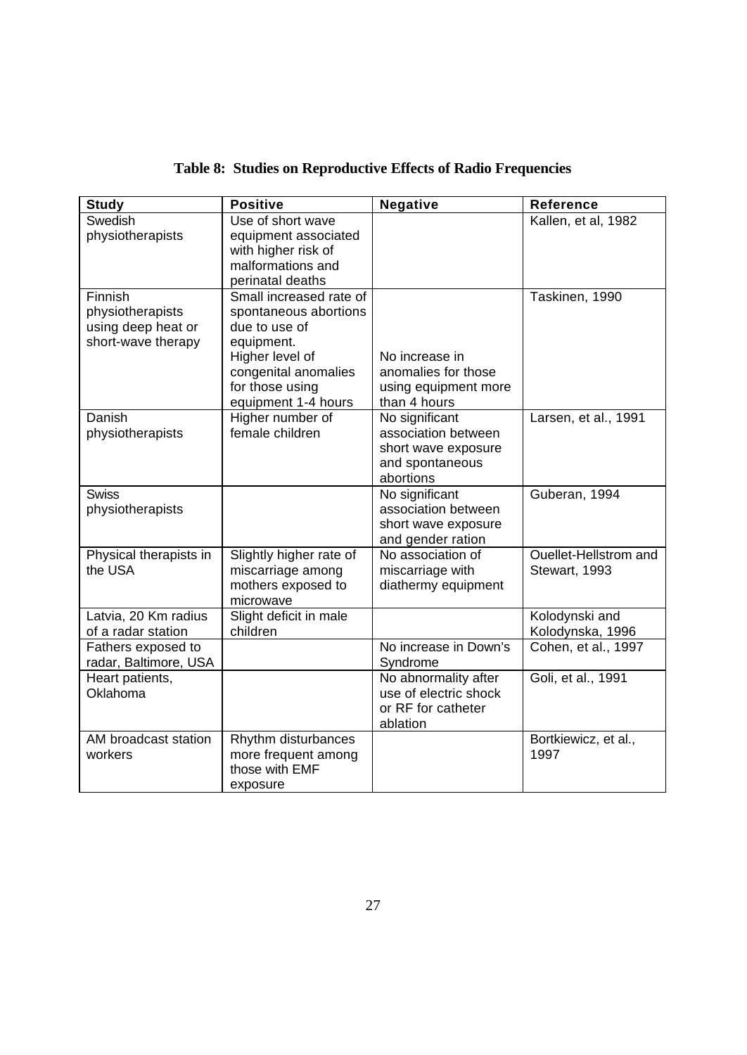**Table 8: Studies on Reproductive Effects of Radio Frequencies**

| Study | Positive | Negative | Reference |
|---|---|---|---|
| Swedish physiotherapists | Use of short wave equipment associated with higher risk of malformations and perinatal deaths | | Kallen, et al, 1982 |
| Finnish physiotherapists using deep heat or short-wave therapy | Small increased rate of spontaneous abortions due to use of equipment. Higher level of congenital anomalies for those using equipment 1-4 hours | No increase in anomalies for those using equipment more than 4 hours | Taskinen, 1990 |
| Danish physiotherapists | Higher number of female children | No significant association between short wave exposure and spontaneous abortions | Larsen, et al., 1991 |
| Swiss physiotherapists | | No significant association between short wave exposure and gender ration | Guberan, 1994 |
| Physical therapists in the USA | Slightly higher rate of miscarriage among mothers exposed to microwave | No association of miscarriage with diathermy equipment | Ouellet-Hellstrom and Stewart, 1993 |
| Latvia, 20 Km radius of a radar station | Slight deficit in male children | | Kolodynski and Kolodynska, 1996 |
| Fathers exposed to radar, Baltimore, USA | | No increase in Down's Syndrome | Cohen, et al., 1997 |
| Heart patients, Oklahoma | | No abnormality after use of electric shock or RF for catheter ablation | Goli, et al., 1991 |
| AM broadcast station workers | Rhythm disturbances more frequent among those with EMF exposure | | Bortkiewicz, et al., 1997 |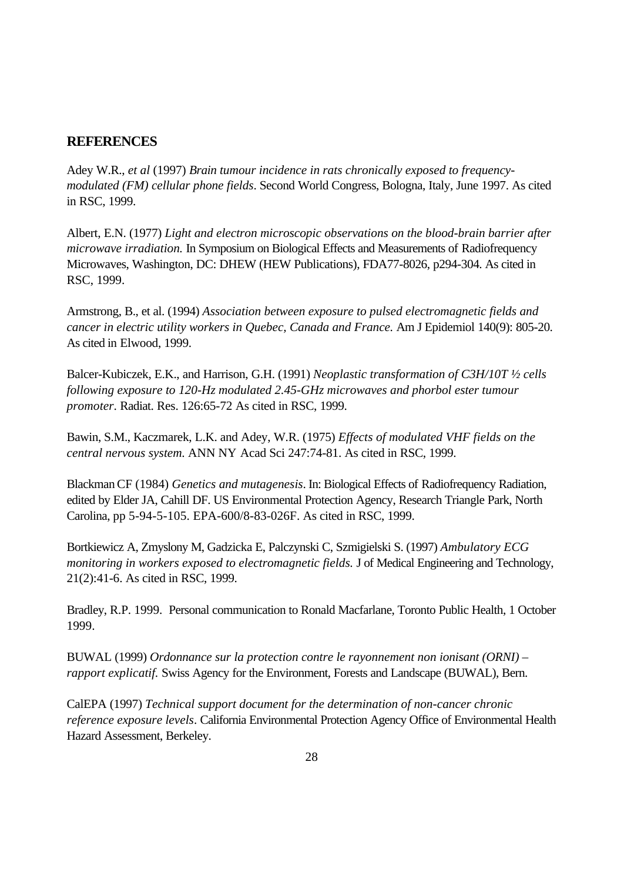## REFERENCES

Adey W.R., *et al* (1997) *Brain tumour incidence in rats chronically exposed to frequency-modulated (FM) cellular phone fields*. Second World Congress, Bologna, Italy, June 1997. As cited in RSC, 1999.

Albert, E.N. (1977) *Light and electron microscopic observations on the blood-brain barrier after microwave irradiation.* In Symposium on Biological Effects and Measurements of Radiofrequency Microwaves, Washington, DC: DHEW (HEW Publications), FDA77-8026, p294-304. As cited in RSC, 1999.

Armstrong, B., et al. (1994) *Association between exposure to pulsed electromagnetic fields and cancer in electric utility workers in Quebec, Canada and France.* Am J Epidemiol 140(9): 805-20. As cited in Elwood, 1999.

Balcer-Kubiczek, E.K., and Harrison, G.H. (1991) *Neoplastic transformation of C3H/10T ½ cells following exposure to 120-Hz modulated 2.45-GHz microwaves and phorbol ester tumour promoter*. Radiat. Res. 126:65-72 As cited in RSC, 1999.

Bawin, S.M., Kaczmarek, L.K. and Adey, W.R. (1975) *Effects of modulated VHF fields on the central nervous system.* ANN NY Acad Sci 247:74-81. As cited in RSC, 1999.

Blackman CF (1984) *Genetics and mutagenesis*. In: Biological Effects of Radiofrequency Radiation, edited by Elder JA, Cahill DF. US Environmental Protection Agency, Research Triangle Park, North Carolina, pp 5-94-5-105. EPA-600/8-83-026F. As cited in RSC, 1999.

Bortkiewicz A, Zmyslony M, Gadzicka E, Palczynski C, Szmigielski S. (1997) *Ambulatory ECG monitoring in workers exposed to electromagnetic fields.* J of Medical Engineering and Technology, 21(2):41-6. As cited in RSC, 1999.

Bradley, R.P. 1999. Personal communication to Ronald Macfarlane, Toronto Public Health, 1 October 1999.

BUWAL (1999) *Ordonnance sur la protection contre le rayonnement non ionisant (ORNI) – rapport explicatif.* Swiss Agency for the Environment, Forests and Landscape (BUWAL), Bern.

CalEPA (1997) *Technical support document for the determination of non-cancer chronic reference exposure levels*. California Environmental Protection Agency Office of Environmental Health Hazard Assessment, Berkeley.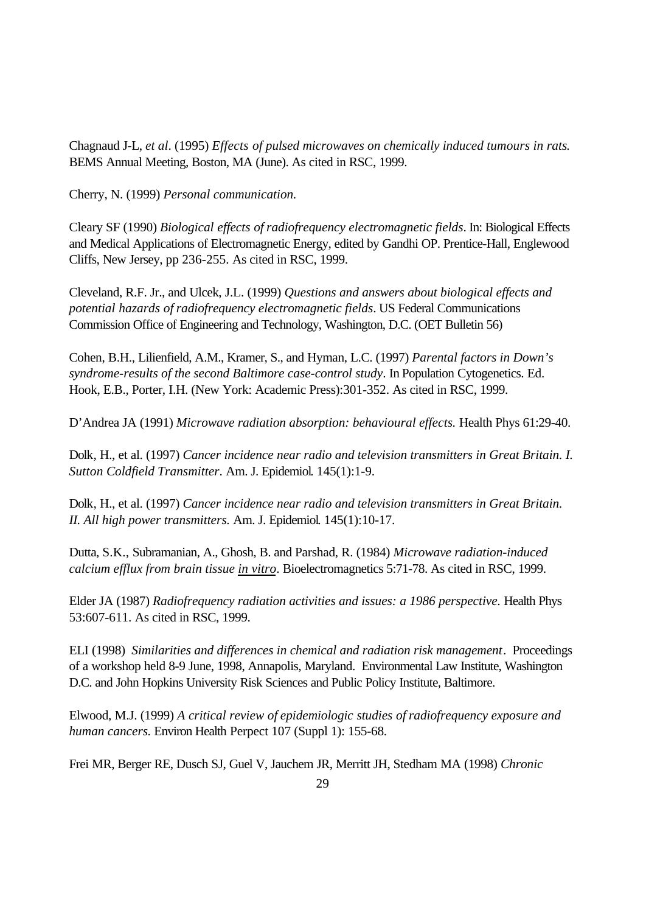Chagnaud J-L, *et al*. (1995) *Effects of pulsed microwaves on chemically induced tumours in rats.* BEMS Annual Meeting, Boston, MA (June). As cited in RSC, 1999.

Cherry, N. (1999) *Personal communication.*

Cleary SF (1990) *Biological effects of radiofrequency electromagnetic fields*. In: Biological Effects and Medical Applications of Electromagnetic Energy, edited by Gandhi OP. Prentice-Hall, Englewood Cliffs, New Jersey, pp 236-255. As cited in RSC, 1999.

Cleveland, R.F. Jr., and Ulcek, J.L. (1999) *Questions and answers about biological effects and potential hazards of radiofrequency electromagnetic fields*. US Federal Communications Commission Office of Engineering and Technology, Washington, D.C. (OET Bulletin 56)

Cohen, B.H., Lilienfield, A.M., Kramer, S., and Hyman, L.C. (1997) *Parental factors in Down's syndrome-results of the second Baltimore case-control study*. In Population Cytogenetics. Ed. Hook, E.B., Porter, I.H. (New York: Academic Press):301-352. As cited in RSC, 1999.

D'Andrea JA (1991) *Microwave radiation absorption: behavioural effects.* Health Phys 61:29-40.

Dolk, H., et al. (1997) *Cancer incidence near radio and television transmitters in Great Britain. I. Sutton Coldfield Transmitter*. Am. J. Epidemiol. 145(1):1-9.

Dolk, H., et al. (1997) *Cancer incidence near radio and television transmitters in Great Britain. II. All high power transmitters.* Am. J. Epidemiol. 145(1):10-17.

Dutta, S.K., Subramanian, A., Ghosh, B. and Parshad, R. (1984) *Microwave radiation-induced calcium efflux from brain tissue in vitro*. Bioelectromagnetics 5:71-78. As cited in RSC, 1999.

Elder JA (1987) *Radiofrequency radiation activities and issues: a 1986 perspective.* Health Phys 53:607-611. As cited in RSC, 1999.

ELI (1998) *Similarities and differences in chemical and radiation risk management*. Proceedings of a workshop held 8-9 June, 1998, Annapolis, Maryland. Environmental Law Institute, Washington D.C. and John Hopkins University Risk Sciences and Public Policy Institute, Baltimore.

Elwood, M.J. (1999) *A critical review of epidemiologic studies of radiofrequency exposure and human cancers.* Environ Health Perpect 107 (Suppl 1): 155-68.

Frei MR, Berger RE, Dusch SJ, Guel V, Jauchem JR, Merritt JH, Stedham MA (1998) *Chronic*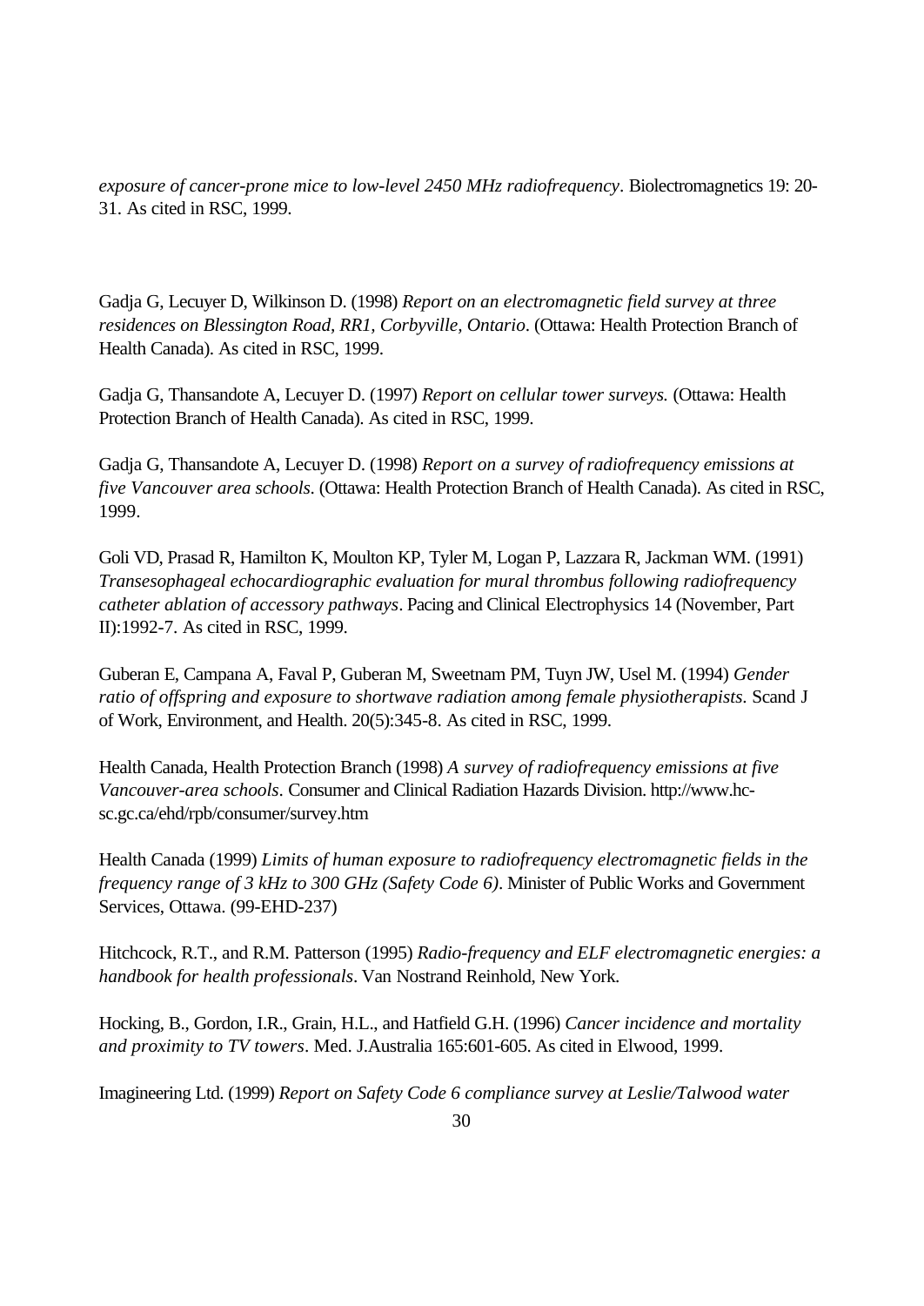*exposure of cancer-prone mice to low-level 2450 MHz radiofrequency*. Biolectromagnetics 19: 20-31. As cited in RSC, 1999.

Gadja G, Lecuyer D, Wilkinson D. (1998) *Report on an electromagnetic field survey at three residences on Blessington Road, RR1, Corbyville, Ontario*. (Ottawa: Health Protection Branch of Health Canada). As cited in RSC, 1999.

Gadja G, Thansandote A, Lecuyer D. (1997) *Report on cellular tower surveys.* (Ottawa: Health Protection Branch of Health Canada). As cited in RSC, 1999.

Gadja G, Thansandote A, Lecuyer D. (1998) *Report on a survey of radiofrequency emissions at five Vancouver area schools*. (Ottawa: Health Protection Branch of Health Canada). As cited in RSC, 1999.

Goli VD, Prasad R, Hamilton K, Moulton KP, Tyler M, Logan P, Lazzara R, Jackman WM. (1991) *Transesophageal echocardiographic evaluation for mural thrombus following radiofrequency catheter ablation of accessory pathways*. Pacing and Clinical Electrophysics 14 (November, Part II):1992-7. As cited in RSC, 1999.

Guberan E, Campana A, Faval P, Guberan M, Sweetnam PM, Tuyn JW, Usel M. (1994) *Gender ratio of offspring and exposure to shortwave radiation among female physiotherapists.* Scand J of Work, Environment, and Health. 20(5):345-8. As cited in RSC, 1999.

Health Canada, Health Protection Branch (1998) *A survey of radiofrequency emissions at five Vancouver-area schools*. Consumer and Clinical Radiation Hazards Division. http://www.hc-sc.gc.ca/ehd/rpb/consumer/survey.htm

Health Canada (1999) *Limits of human exposure to radiofrequency electromagnetic fields in the frequency range of 3 kHz to 300 GHz (Safety Code 6)*. Minister of Public Works and Government Services, Ottawa. (99-EHD-237)

Hitchcock, R.T., and R.M. Patterson (1995) *Radio-frequency and ELF electromagnetic energies: a handbook for health professionals*. Van Nostrand Reinhold, New York.

Hocking, B., Gordon, I.R., Grain, H.L., and Hatfield G.H. (1996) *Cancer incidence and mortality and proximity to TV towers*. Med. J.Australia 165:601-605. As cited in Elwood, 1999.

Imagineering Ltd. (1999) *Report on Safety Code 6 compliance survey at Leslie/Talwood water*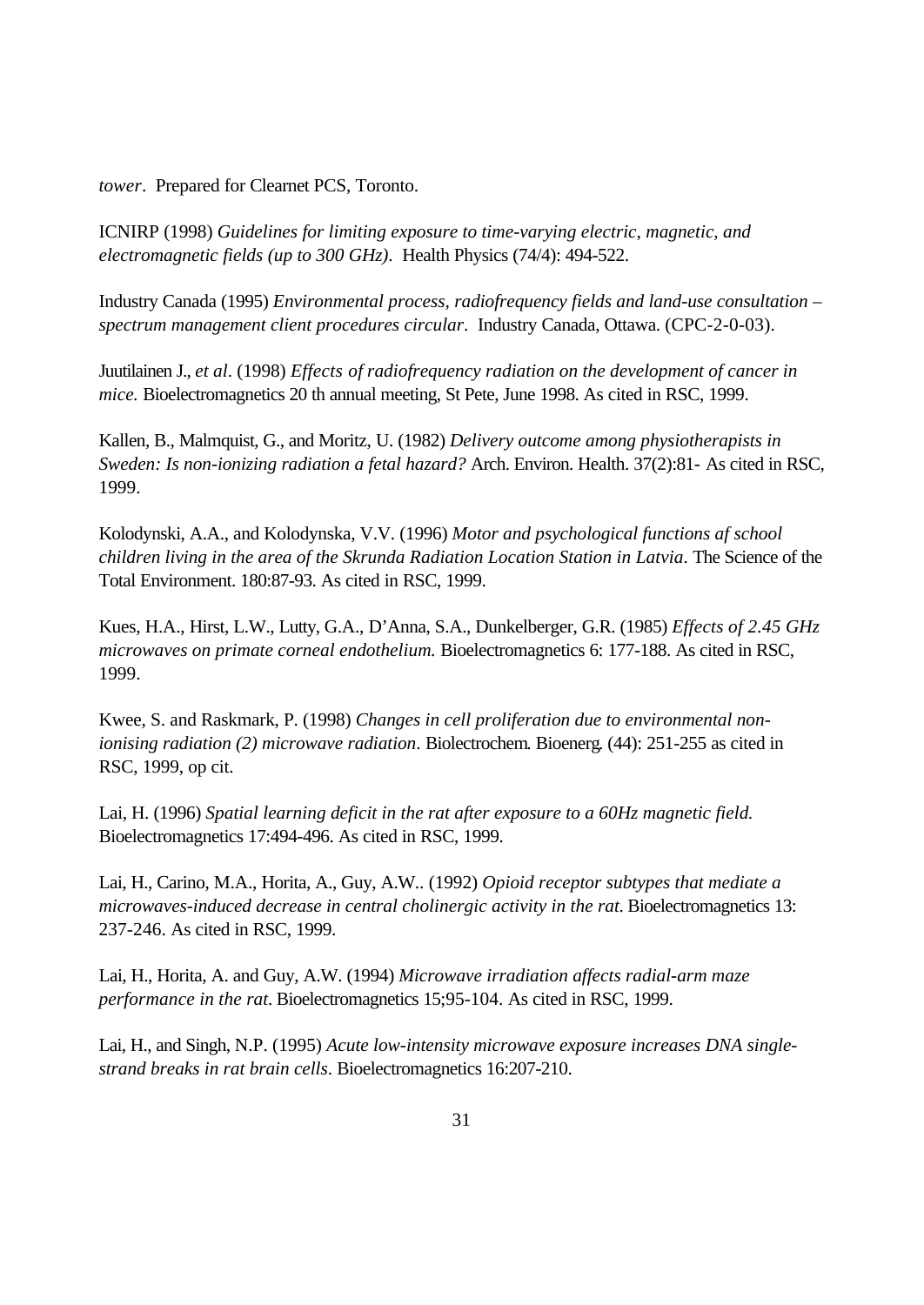*tower*. Prepared for Clearnet PCS, Toronto.

ICNIRP (1998) *Guidelines for limiting exposure to time-varying electric, magnetic, and electromagnetic fields (up to 300 GHz).* Health Physics (74/4): 494-522.

Industry Canada (1995) *Environmental process, radiofrequency fields and land-use consultation – spectrum management client procedures circular*. Industry Canada, Ottawa. (CPC-2-0-03).

Juutilainen J., *et al*. (1998) *Effects of radiofrequency radiation on the development of cancer in mice.* Bioelectromagnetics 20 th annual meeting, St Pete, June 1998. As cited in RSC, 1999.

Kallen, B., Malmquist, G., and Moritz, U. (1982) *Delivery outcome among physiotherapists in Sweden: Is non-ionizing radiation a fetal hazard?* Arch. Environ. Health. 37(2):81- As cited in RSC, 1999.

Kolodynski, A.A., and Kolodynska, V.V. (1996) *Motor and psychological functions af school children living in the area of the Skrunda Radiation Location Station in Latvia*. The Science of the Total Environment. 180:87-93. As cited in RSC, 1999.

Kues, H.A., Hirst, L.W., Lutty, G.A., D'Anna, S.A., Dunkelberger, G.R. (1985) *Effects of 2.45 GHz microwaves on primate corneal endothelium.* Bioelectromagnetics 6: 177-188. As cited in RSC, 1999.

Kwee, S. and Raskmark, P. (1998) *Changes in cell proliferation due to environmental non-ionising radiation (2) microwave radiation*. Biolectrochem. Bioenerg. (44): 251-255 as cited in RSC, 1999, op cit.

Lai, H. (1996) *Spatial learning deficit in the rat after exposure to a 60Hz magnetic field.* Bioelectromagnetics 17:494-496. As cited in RSC, 1999.

Lai, H., Carino, M.A., Horita, A., Guy, A.W.. (1992) *Opioid receptor subtypes that mediate a microwaves-induced decrease in central cholinergic activity in the rat*. Bioelectromagnetics 13: 237-246. As cited in RSC, 1999.

Lai, H., Horita, A. and Guy, A.W. (1994) *Microwave irradiation affects radial-arm maze performance in the rat*. Bioelectromagnetics 15;95-104. As cited in RSC, 1999.

Lai, H., and Singh, N.P. (1995) *Acute low-intensity microwave exposure increases DNA single-strand breaks in rat brain cells*. Bioelectromagnetics 16:207-210.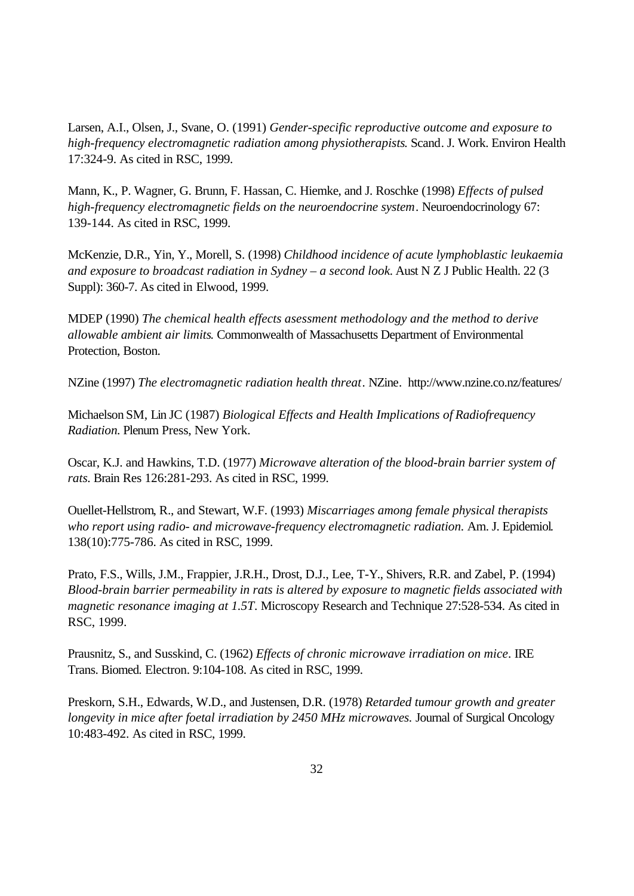Larsen, A.I., Olsen, J., Svane, O. (1991) *Gender-specific reproductive outcome and exposure to high-frequency electromagnetic radiation among physiotherapists*. Scand. J. Work. Environ Health 17:324-9. As cited in RSC, 1999.

Mann, K., P. Wagner, G. Brunn, F. Hassan, C. Hiemke, and J. Roschke (1998) *Effects of pulsed high-frequency electromagnetic fields on the neuroendocrine system*. Neuroendocrinology 67: 139-144. As cited in RSC, 1999.

McKenzie, D.R., Yin, Y., Morell, S. (1998) *Childhood incidence of acute lymphoblastic leukaemia and exposure to broadcast radiation in Sydney – a second look*. Aust N Z J Public Health. 22 (3 Suppl): 360-7. As cited in Elwood, 1999.

MDEP (1990) *The chemical health effects asessment methodology and the method to derive allowable ambient air limits*. Commonwealth of Massachusetts Department of Environmental Protection, Boston.

NZine (1997) *The electromagnetic radiation health threat*. NZine. http://www.nzine.co.nz/features/

Michaelson SM, Lin JC (1987) *Biological Effects and Health Implications of Radiofrequency Radiation*. Plenum Press, New York.

Oscar, K.J. and Hawkins, T.D. (1977) *Microwave alteration of the blood-brain barrier system of rats*. Brain Res 126:281-293. As cited in RSC, 1999.

Ouellet-Hellstrom, R., and Stewart, W.F. (1993) *Miscarriages among female physical therapists who report using radio- and microwave-frequency electromagnetic radiation*. Am. J. Epidemiol. 138(10):775-786. As cited in RSC, 1999.

Prato, F.S., Wills, J.M., Frappier, J.R.H., Drost, D.J., Lee, T-Y., Shivers, R.R. and Zabel, P. (1994) *Blood-brain barrier permeability in rats is altered by exposure to magnetic fields associated with magnetic resonance imaging at 1.5T*. Microscopy Research and Technique 27:528-534. As cited in RSC, 1999.

Prausnitz, S., and Susskind, C. (1962) *Effects of chronic microwave irradiation on mice*. IRE Trans. Biomed. Electron. 9:104-108. As cited in RSC, 1999.

Preskorn, S.H., Edwards, W.D., and Justensen, D.R. (1978) *Retarded tumour growth and greater longevity in mice after foetal irradiation by 2450 MHz microwaves*. Journal of Surgical Oncology 10:483-492. As cited in RSC, 1999.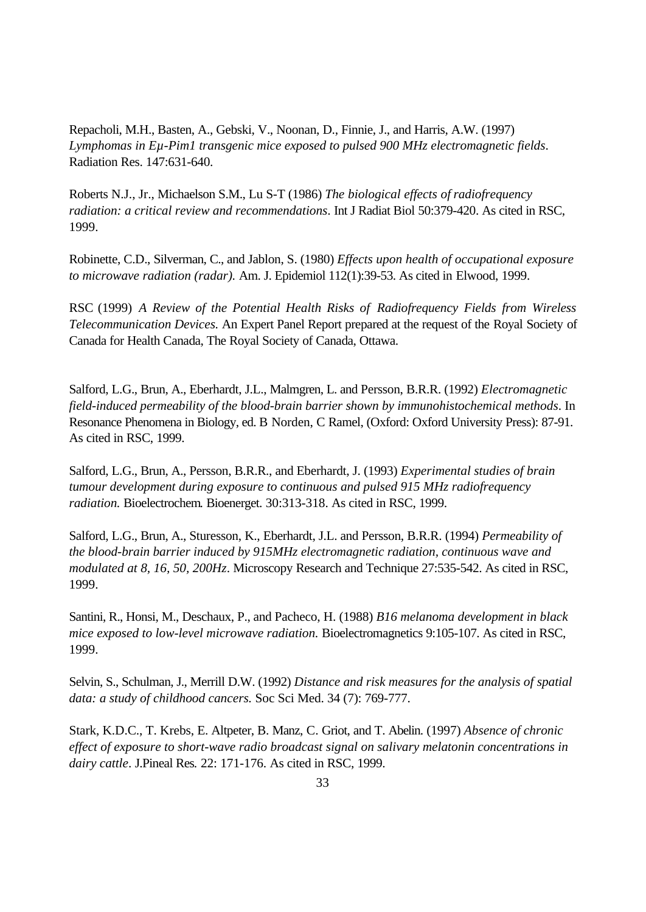Repacholi, M.H., Basten, A., Gebski, V., Noonan, D., Finnie, J., and Harris, A.W. (1997) *Lymphomas in Eμ-Pim1 transgenic mice exposed to pulsed 900 MHz electromagnetic fields*. Radiation Res. 147:631-640.

Roberts N.J., Jr., Michaelson S.M., Lu S-T (1986) *The biological effects of radiofrequency radiation: a critical review and recommendations*. Int J Radiat Biol 50:379-420. As cited in RSC, 1999.

Robinette, C.D., Silverman, C., and Jablon, S. (1980) *Effects upon health of occupational exposure to microwave radiation (radar).* Am. J. Epidemiol 112(1):39-53. As cited in Elwood, 1999.

RSC (1999) *A Review of the Potential Health Risks of Radiofrequency Fields from Wireless Telecommunication Devices.* An Expert Panel Report prepared at the request of the Royal Society of Canada for Health Canada, The Royal Society of Canada, Ottawa.

Salford, L.G., Brun, A., Eberhardt, J.L., Malmgren, L. and Persson, B.R.R. (1992) *Electromagnetic field-induced permeability of the blood-brain barrier shown by immunohistochemical methods*. In Resonance Phenomena in Biology, ed. B Norden, C Ramel, (Oxford: Oxford University Press): 87-91. As cited in RSC, 1999.

Salford, L.G., Brun, A., Persson, B.R.R., and Eberhardt, J. (1993) *Experimental studies of brain tumour development during exposure to continuous and pulsed 915 MHz radiofrequency radiation.* Bioelectrochem. Bioenerget. 30:313-318. As cited in RSC, 1999.

Salford, L.G., Brun, A., Sturesson, K., Eberhardt, J.L. and Persson, B.R.R. (1994) *Permeability of the blood-brain barrier induced by 915MHz electromagnetic radiation, continuous wave and modulated at 8, 16, 50, 200Hz*. Microscopy Research and Technique 27:535-542. As cited in RSC, 1999.

Santini, R., Honsi, M., Deschaux, P., and Pacheco, H. (1988) *B16 melanoma development in black mice exposed to low-level microwave radiation.* Bioelectromagnetics 9:105-107. As cited in RSC, 1999.

Selvin, S., Schulman, J., Merrill D.W. (1992) *Distance and risk measures for the analysis of spatial data: a study of childhood cancers.* Soc Sci Med. 34 (7): 769-777.

Stark, K.D.C., T. Krebs, E. Altpeter, B. Manz, C. Griot, and T. Abelin. (1997) *Absence of chronic effect of exposure to short-wave radio broadcast signal on salivary melatonin concentrations in dairy cattle*. J.Pineal Res. 22: 171-176. As cited in RSC, 1999.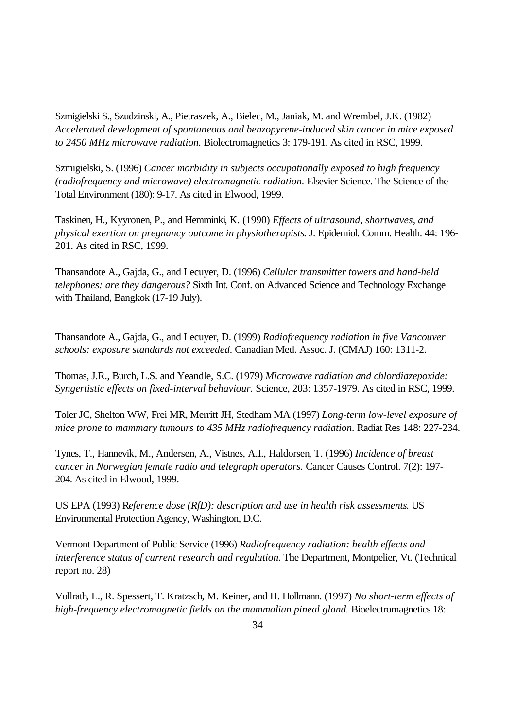Szmigielski S., Szudzinski, A., Pietraszek, A., Bielec, M., Janiak, M. and Wrembel, J.K. (1982) *Accelerated development of spontaneous and benzopyrene-induced skin cancer in mice exposed to 2450 MHz microwave radiation.* Biolectromagnetics 3: 179-191. As cited in RSC, 1999.

Szmigielski, S. (1996) *Cancer morbidity in subjects occupationally exposed to high frequency (radiofrequency and microwave) electromagnetic radiation.* Elsevier Science. The Science of the Total Environment (180): 9-17. As cited in Elwood, 1999.

Taskinen, H., Kyyronen, P., and Hemminki, K. (1990) *Effects of ultrasound, shortwaves, and physical exertion on pregnancy outcome in physiotherapists.* J. Epidemiol. Comm. Health. 44: 196-201. As cited in RSC, 1999.

Thansandote A., Gajda, G., and Lecuyer, D. (1996) *Cellular transmitter towers and hand-held telephones: are they dangerous?* Sixth Int. Conf. on Advanced Science and Technology Exchange with Thailand, Bangkok (17-19 July).

Thansandote A., Gajda, G., and Lecuyer, D. (1999) *Radiofrequency radiation in five Vancouver schools: exposure standards not exceeded.* Canadian Med. Assoc. J. (CMAJ) 160: 1311-2.

Thomas, J.R., Burch, L.S. and Yeandle, S.C. (1979) *Microwave radiation and chlordiazepoxide: Syngertistic effects on fixed-interval behaviour.* Science, 203: 1357-1979. As cited in RSC, 1999.

Toler JC, Shelton WW, Frei MR, Merritt JH, Stedham MA (1997) *Long-term low-level exposure of mice prone to mammary tumours to 435 MHz radiofrequency radiation.* Radiat Res 148: 227-234.

Tynes, T., Hannevik, M., Andersen, A., Vistnes, A.I., Haldorsen, T. (1996) *Incidence of breast cancer in Norwegian female radio and telegraph operators.* Cancer Causes Control. 7(2): 197-204. As cited in Elwood, 1999.

US EPA (1993) R*eference dose (RfD): description and use in health risk assessments.* US Environmental Protection Agency, Washington, D.C.

Vermont Department of Public Service (1996) *Radiofrequency radiation: health effects and interference status of current research and regulation.* The Department, Montpelier, Vt. (Technical report no. 28)

Vollrath, L., R. Spessert, T. Kratzsch, M. Keiner, and H. Hollmann. (1997) *No short-term effects of high-frequency electromagnetic fields on the mammalian pineal gland.* Bioelectromagnetics 18: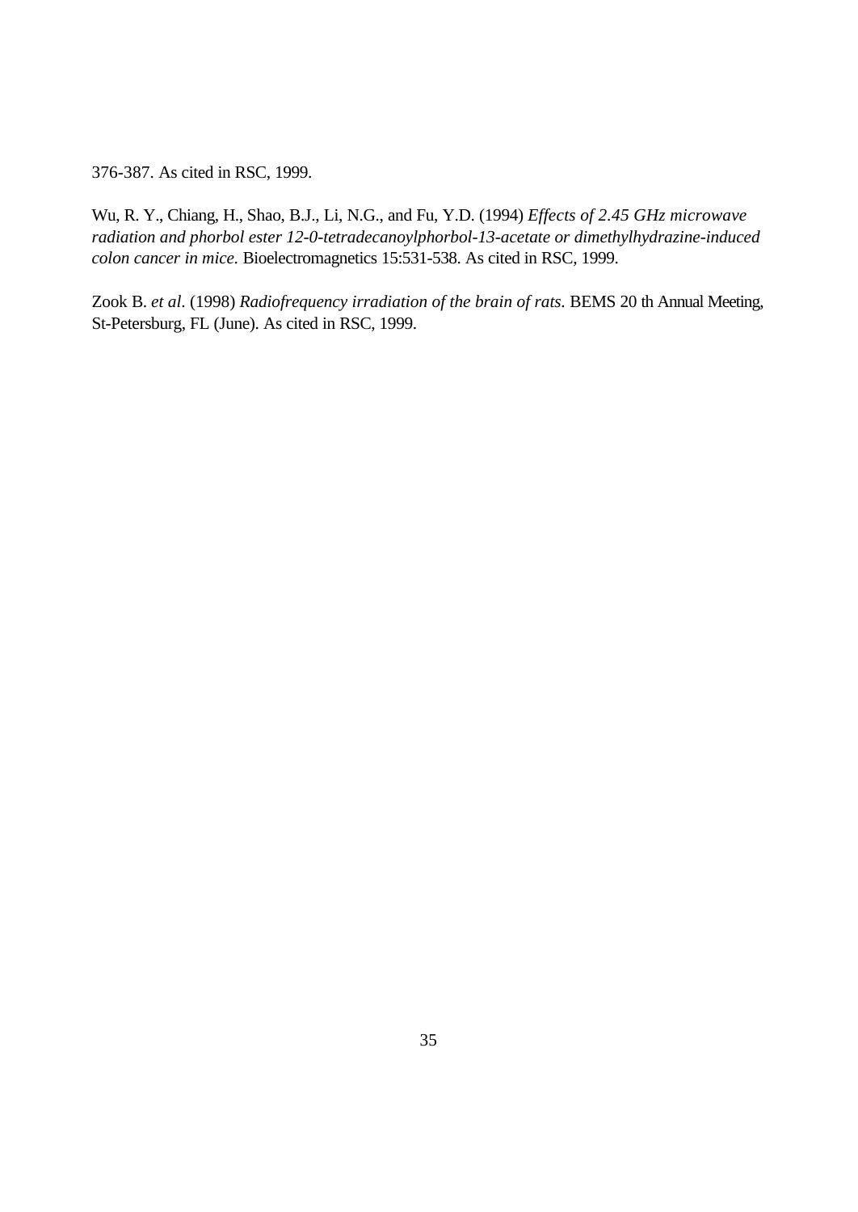376-387. As cited in RSC, 1999.

Wu, R. Y., Chiang, H., Shao, B.J., Li, N.G., and Fu, Y.D. (1994) *Effects of 2.45 GHz microwave radiation and phorbol ester 12-0-tetradecanoylphorbol-13-acetate or dimethylhydrazine-induced colon cancer in mice*. Bioelectromagnetics 15:531-538. As cited in RSC, 1999.

Zook B. *et al*. (1998) *Radiofrequency irradiation of the brain of rats*. BEMS 20 th Annual Meeting, St-Petersburg, FL (June). As cited in RSC, 1999.